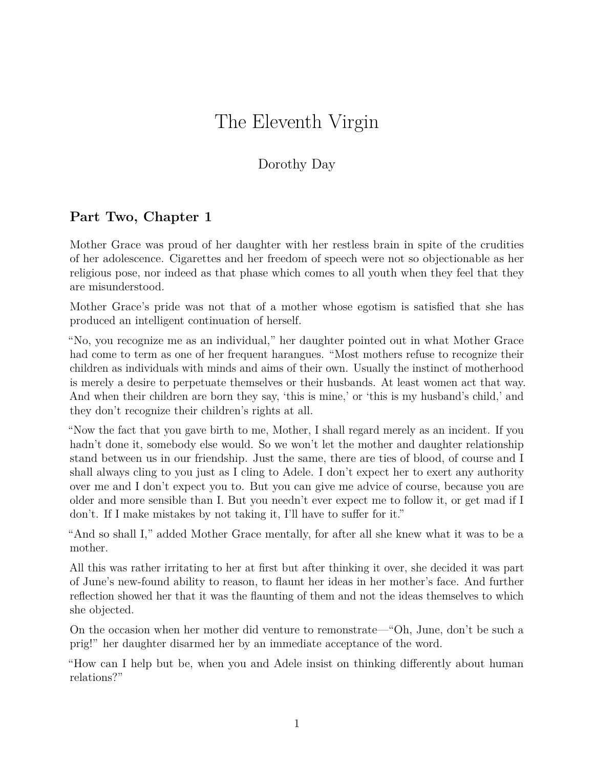# The Eleventh Virgin

Dorothy Day

## Part Two, Chapter 1

Mother Grace was proud of her daughter with her restless brain in spite of the crudities of her adolescence. Cigarettes and her freedom of speech were not so objectionable as her religious pose, nor indeed as that phase which comes to all youth when they feel that they are misunderstood.

Mother Grace's pride was not that of a mother whose egotism is satisfied that she has produced an intelligent continuation of herself.

"No, you recognize me as an individual," her daughter pointed out in what Mother Grace had come to term as one of her frequent harangues. "Most mothers refuse to recognize their children as individuals with minds and aims of their own. Usually the instinct of motherhood is merely a desire to perpetuate themselves or their husbands. At least women act that way. And when their children are born they say, 'this is mine,' or 'this is my husband's child,' and they don't recognize their children's rights at all.

"Now the fact that you gave birth to me, Mother, I shall regard merely as an incident. If you hadn't done it, somebody else would. So we won't let the mother and daughter relationship stand between us in our friendship. Just the same, there are ties of blood, of course and I shall always cling to you just as I cling to Adele. I don't expect her to exert any authority over me and I don't expect you to. But you can give me advice of course, because you are older and more sensible than I. But you needn't ever expect me to follow it, or get mad if I don't. If I make mistakes by not taking it, I'll have to suffer for it."

"And so shall I," added Mother Grace mentally, for after all she knew what it was to be a mother.

All this was rather irritating to her at first but after thinking it over, she decided it was part of June's new-found ability to reason, to flaunt her ideas in her mother's face. And further reflection showed her that it was the flaunting of them and not the ideas themselves to which she objected.

On the occasion when her mother did venture to remonstrate—"Oh, June, don't be such a prig!" her daughter disarmed her by an immediate acceptance of the word.

"How can I help but be, when you and Adele insist on thinking differently about human relations?"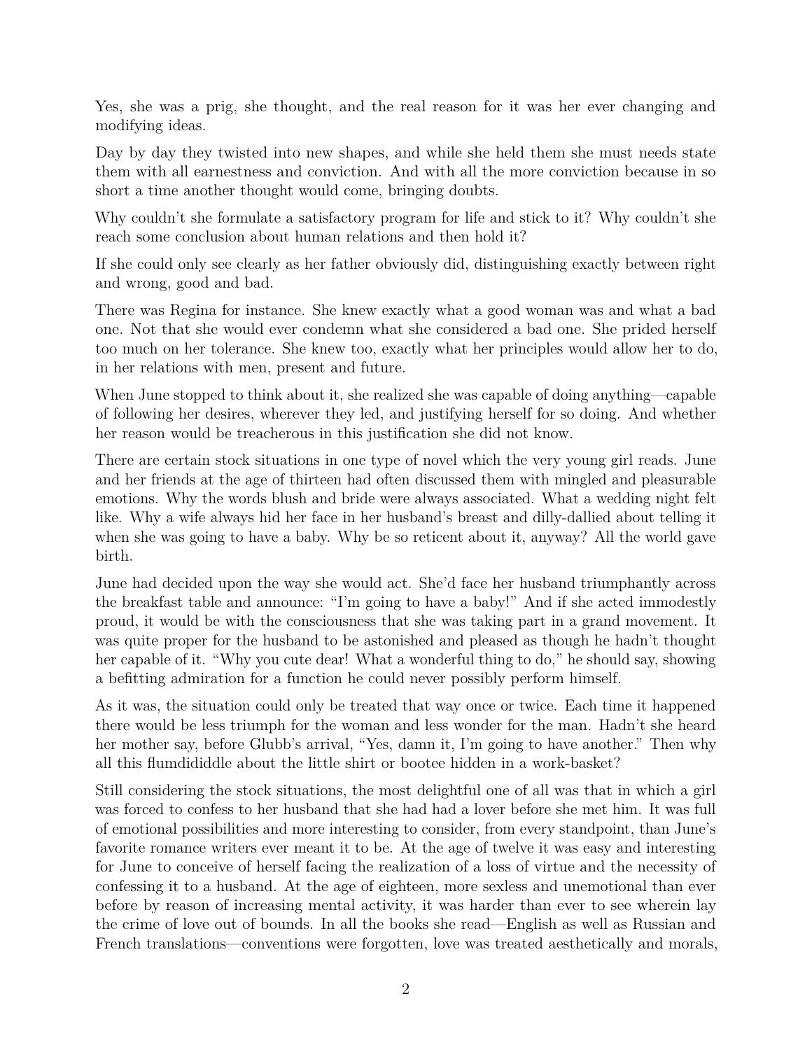Yes, she was a prig, she thought, and the real reason for it was her ever changing and modifying ideas.

Day by day they twisted into new shapes, and while she held them she must needs state them with all earnestness and conviction. And with all the more conviction because in so short a time another thought would come, bringing doubts.

Why couldn't she formulate a satisfactory program for life and stick to it? Why couldn't she reach some conclusion about human relations and then hold it?

If she could only see clearly as her father obviously did, distinguishing exactly between right and wrong, good and bad.

There was Regina for instance. She knew exactly what a good woman was and what a bad one. Not that she would ever condemn what she considered a bad one. She prided herself too much on her tolerance. She knew too, exactly what her principles would allow her to do, in her relations with men, present and future.

When June stopped to think about it, she realized she was capable of doing anything—capable of following her desires, wherever they led, and justifying herself for so doing. And whether her reason would be treacherous in this justification she did not know.

There are certain stock situations in one type of novel which the very young girl reads. June and her friends at the age of thirteen had often discussed them with mingled and pleasurable emotions. Why the words blush and bride were always associated. What a wedding night felt like. Why a wife always hid her face in her husband's breast and dilly-dallied about telling it when she was going to have a baby. Why be so reticent about it, anyway? All the world gave birth.

June had decided upon the way she would act. She'd face her husband triumphantly across the breakfast table and announce: "I'm going to have a baby!" And if she acted immodestly proud, it would be with the consciousness that she was taking part in a grand movement. It was quite proper for the husband to be astonished and pleased as though he hadn't thought her capable of it. "Why you cute dear! What a wonderful thing to do," he should say, showing a befitting admiration for a function he could never possibly perform himself.

As it was, the situation could only be treated that way once or twice. Each time it happened there would be less triumph for the woman and less wonder for the man. Hadn't she heard her mother say, before Glubb's arrival, "Yes, damn it, I'm going to have another." Then why all this flumdididdle about the little shirt or bootee hidden in a work-basket?

Still considering the stock situations, the most delightful one of all was that in which a girl was forced to confess to her husband that she had had a lover before she met him. It was full of emotional possibilities and more interesting to consider, from every standpoint, than June's favorite romance writers ever meant it to be. At the age of twelve it was easy and interesting for June to conceive of herself facing the realization of a loss of virtue and the necessity of confessing it to a husband. At the age of eighteen, more sexless and unemotional than ever before by reason of increasing mental activity, it was harder than ever to see wherein lay the crime of love out of bounds. In all the books she read—English as well as Russian and French translations—conventions were forgotten, love was treated aesthetically and morals,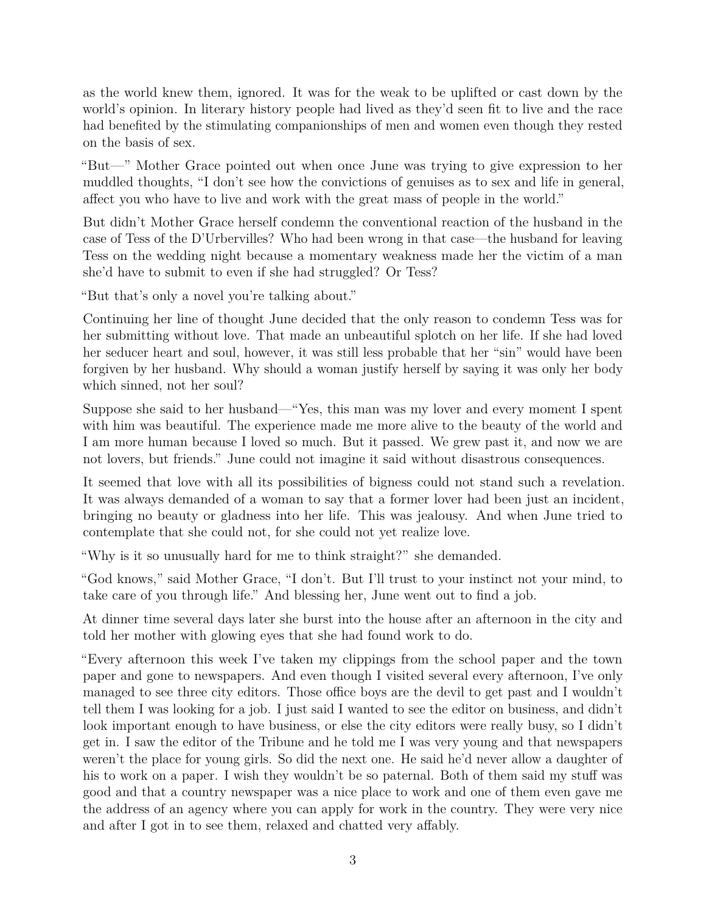as the world knew them, ignored. It was for the weak to be uplifted or cast down by the world's opinion. In literary history people had lived as they'd seen fit to live and the race had benefited by the stimulating companionships of men and women even though they rested on the basis of sex.

"But—" Mother Grace pointed out when once June was trying to give expression to her muddled thoughts, "I don't see how the convictions of genuises as to sex and life in general, affect you who have to live and work with the great mass of people in the world."

But didn't Mother Grace herself condemn the conventional reaction of the husband in the case of Tess of the D'Urbervilles? Who had been wrong in that case—the husband for leaving Tess on the wedding night because a momentary weakness made her the victim of a man she'd have to submit to even if she had struggled? Or Tess?

"But that's only a novel you're talking about."

Continuing her line of thought June decided that the only reason to condemn Tess was for her submitting without love. That made an unbeautiful splotch on her life. If she had loved her seducer heart and soul, however, it was still less probable that her "sin" would have been forgiven by her husband. Why should a woman justify herself by saying it was only her body which sinned, not her soul?

Suppose she said to her husband—"Yes, this man was my lover and every moment I spent with him was beautiful. The experience made me more alive to the beauty of the world and I am more human because I loved so much. But it passed. We grew past it, and now we are not lovers, but friends." June could not imagine it said without disastrous consequences.

It seemed that love with all its possibilities of bigness could not stand such a revelation. It was always demanded of a woman to say that a former lover had been just an incident, bringing no beauty or gladness into her life. This was jealousy. And when June tried to contemplate that she could not, for she could not yet realize love.

"Why is it so unusually hard for me to think straight?" she demanded.

"God knows," said Mother Grace, "I don't. But I'll trust to your instinct not your mind, to take care of you through life." And blessing her, June went out to find a job.

At dinner time several days later she burst into the house after an afternoon in the city and told her mother with glowing eyes that she had found work to do.

"Every afternoon this week I've taken my clippings from the school paper and the town paper and gone to newspapers. And even though I visited several every afternoon, I've only managed to see three city editors. Those office boys are the devil to get past and I wouldn't tell them I was looking for a job. I just said I wanted to see the editor on business, and didn't look important enough to have business, or else the city editors were really busy, so I didn't get in. I saw the editor of the Tribune and he told me I was very young and that newspapers weren't the place for young girls. So did the next one. He said he'd never allow a daughter of his to work on a paper. I wish they wouldn't be so paternal. Both of them said my stuff was good and that a country newspaper was a nice place to work and one of them even gave me the address of an agency where you can apply for work in the country. They were very nice and after I got in to see them, relaxed and chatted very affably.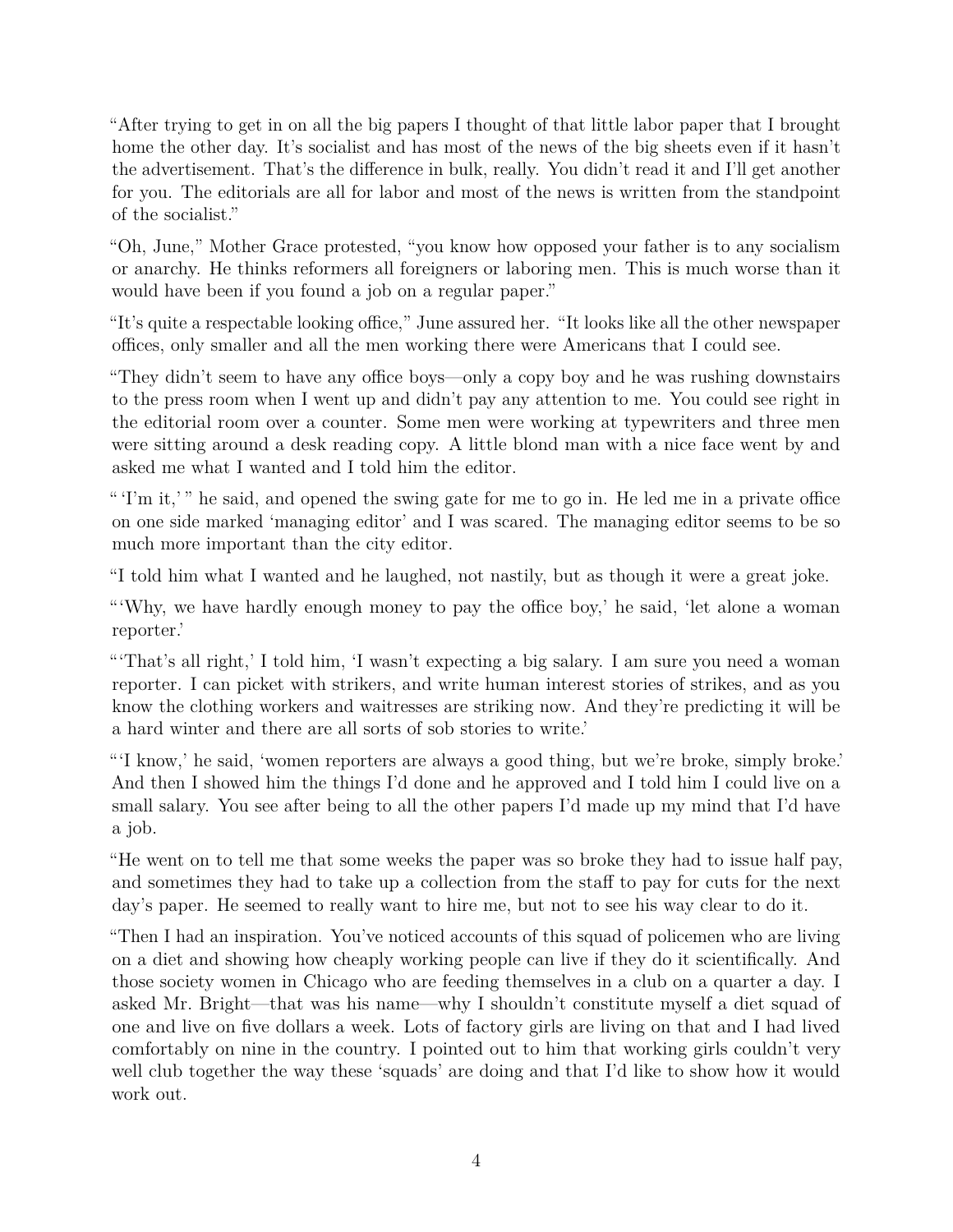"After trying to get in on all the big papers I thought of that little labor paper that I brought home the other day. It's socialist and has most of the news of the big sheets even if it hasn't the advertisement. That's the difference in bulk, really. You didn't read it and I'll get another for you. The editorials are all for labor and most of the news is written from the standpoint of the socialist."

"Oh, June," Mother Grace protested, "you know how opposed your father is to any socialism or anarchy. He thinks reformers all foreigners or laboring men. This is much worse than it would have been if you found a job on a regular paper."

"It's quite a respectable looking office," June assured her. "It looks like all the other newspaper offices, only smaller and all the men working there were Americans that I could see.

"They didn't seem to have any office boys—only a copy boy and he was rushing downstairs to the press room when I went up and didn't pay any attention to me. You could see right in the editorial room over a counter. Some men were working at typewriters and three men were sitting around a desk reading copy. A little blond man with a nice face went by and asked me what I wanted and I told him the editor.

" 'I'm it,' " he said, and opened the swing gate for me to go in. He led me in a private office on one side marked 'managing editor' and I was scared. The managing editor seems to be so much more important than the city editor.

"I told him what I wanted and he laughed, not nastily, but as though it were a great joke.

"'Why, we have hardly enough money to pay the office boy,' he said, 'let alone a woman reporter.'

"'That's all right,' I told him, 'I wasn't expecting a big salary. I am sure you need a woman reporter. I can picket with strikers, and write human interest stories of strikes, and as you know the clothing workers and waitresses are striking now. And they're predicting it will be a hard winter and there are all sorts of sob stories to write.'

"'I know,' he said, 'women reporters are always a good thing, but we're broke, simply broke.' And then I showed him the things I'd done and he approved and I told him I could live on a small salary. You see after being to all the other papers I'd made up my mind that I'd have a job.

"He went on to tell me that some weeks the paper was so broke they had to issue half pay, and sometimes they had to take up a collection from the staff to pay for cuts for the next day's paper. He seemed to really want to hire me, but not to see his way clear to do it.

"Then I had an inspiration. You've noticed accounts of this squad of policemen who are living on a diet and showing how cheaply working people can live if they do it scientifically. And those society women in Chicago who are feeding themselves in a club on a quarter a day. I asked Mr. Bright—that was his name—why I shouldn't constitute myself a diet squad of one and live on five dollars a week. Lots of factory girls are living on that and I had lived comfortably on nine in the country. I pointed out to him that working girls couldn't very well club together the way these 'squads' are doing and that I'd like to show how it would work out.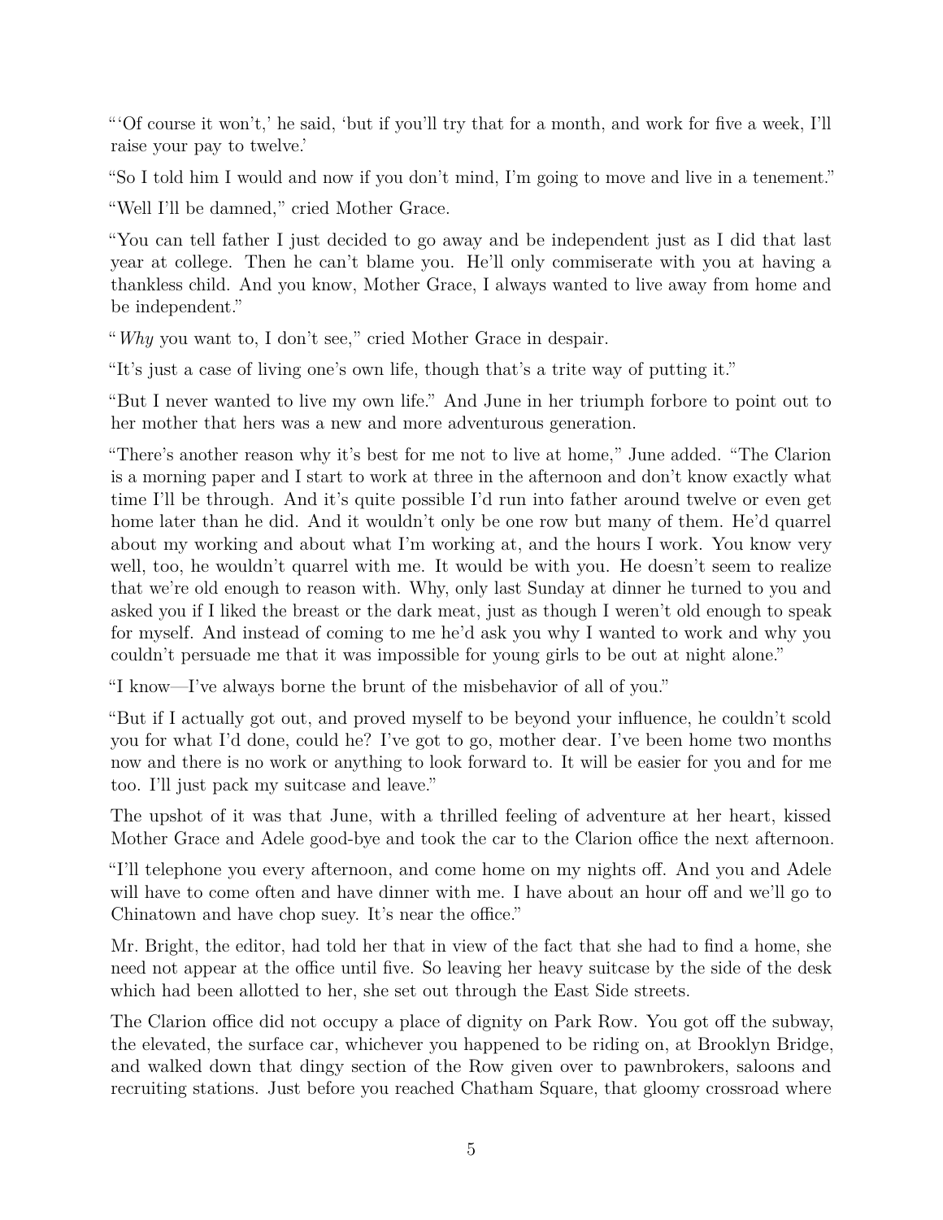"'Of course it won't,' he said, 'but if you'll try that for a month, and work for five a week, I'll raise your pay to twelve.'

"So I told him I would and now if you don't mind, I'm going to move and live in a tenement."

"Well I'll be damned," cried Mother Grace.

"You can tell father I just decided to go away and be independent just as I did that last year at college. Then he can't blame you. He'll only commiserate with you at having a thankless child. And you know, Mother Grace, I always wanted to live away from home and be independent."

"*Why* you want to, I don't see," cried Mother Grace in despair.

"It's just a case of living one's own life, though that's a trite way of putting it."

"But I never wanted to live my own life." And June in her triumph forbore to point out to her mother that hers was a new and more adventurous generation.

"There's another reason why it's best for me not to live at home," June added. "The Clarion is a morning paper and I start to work at three in the afternoon and don't know exactly what time I'll be through. And it's quite possible I'd run into father around twelve or even get home later than he did. And it wouldn't only be one row but many of them. He'd quarrel about my working and about what I'm working at, and the hours I work. You know very well, too, he wouldn't quarrel with me. It would be with you. He doesn't seem to realize that we're old enough to reason with. Why, only last Sunday at dinner he turned to you and asked you if I liked the breast or the dark meat, just as though I weren't old enough to speak for myself. And instead of coming to me he'd ask you why I wanted to work and why you couldn't persuade me that it was impossible for young girls to be out at night alone."

"I know—I've always borne the brunt of the misbehavior of all of you."

"But if I actually got out, and proved myself to be beyond your influence, he couldn't scold you for what I'd done, could he? I've got to go, mother dear. I've been home two months now and there is no work or anything to look forward to. It will be easier for you and for me too. I'll just pack my suitcase and leave."

The upshot of it was that June, with a thrilled feeling of adventure at her heart, kissed Mother Grace and Adele good-bye and took the car to the Clarion office the next afternoon.

"I'll telephone you every afternoon, and come home on my nights off. And you and Adele will have to come often and have dinner with me. I have about an hour off and we'll go to Chinatown and have chop suey. It's near the office."

Mr. Bright, the editor, had told her that in view of the fact that she had to find a home, she need not appear at the office until five. So leaving her heavy suitcase by the side of the desk which had been allotted to her, she set out through the East Side streets.

The Clarion office did not occupy a place of dignity on Park Row. You got off the subway, the elevated, the surface car, whichever you happened to be riding on, at Brooklyn Bridge, and walked down that dingy section of the Row given over to pawnbrokers, saloons and recruiting stations. Just before you reached Chatham Square, that gloomy crossroad where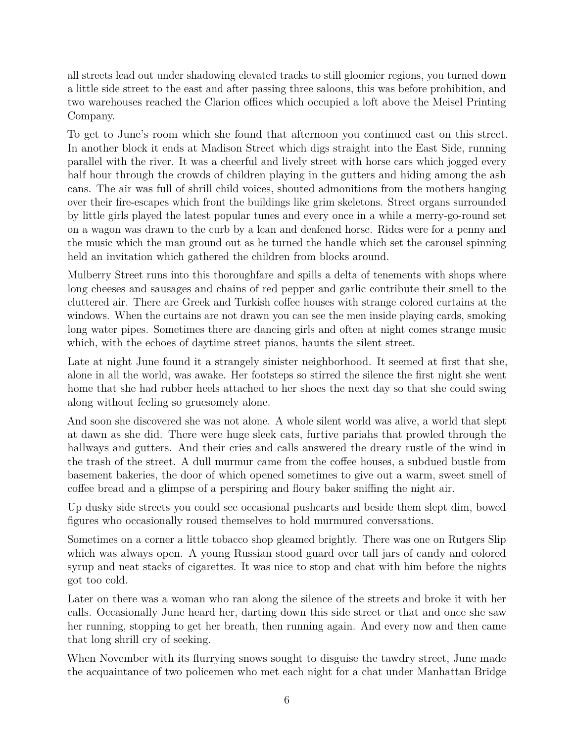all streets lead out under shadowing elevated tracks to still gloomier regions, you turned down a little side street to the east and after passing three saloons, this was before prohibition, and two warehouses reached the Clarion offices which occupied a loft above the Meisel Printing Company.

To get to June's room which she found that afternoon you continued east on this street. In another block it ends at Madison Street which digs straight into the East Side, running parallel with the river. It was a cheerful and lively street with horse cars which jogged every half hour through the crowds of children playing in the gutters and hiding among the ash cans. The air was full of shrill child voices, shouted admonitions from the mothers hanging over their fire-escapes which front the buildings like grim skeletons. Street organs surrounded by little girls played the latest popular tunes and every once in a while a merry-go-round set on a wagon was drawn to the curb by a lean and deafened horse. Rides were for a penny and the music which the man ground out as he turned the handle which set the carousel spinning held an invitation which gathered the children from blocks around.

Mulberry Street runs into this thoroughfare and spills a delta of tenements with shops where long cheeses and sausages and chains of red pepper and garlic contribute their smell to the cluttered air. There are Greek and Turkish coffee houses with strange colored curtains at the windows. When the curtains are not drawn you can see the men inside playing cards, smoking long water pipes. Sometimes there are dancing girls and often at night comes strange music which, with the echoes of daytime street pianos, haunts the silent street.

Late at night June found it a strangely sinister neighborhood. It seemed at first that she, alone in all the world, was awake. Her footsteps so stirred the silence the first night she went home that she had rubber heels attached to her shoes the next day so that she could swing along without feeling so gruesomely alone.

And soon she discovered she was not alone. A whole silent world was alive, a world that slept at dawn as she did. There were huge sleek cats, furtive pariahs that prowled through the hallways and gutters. And their cries and calls answered the dreary rustle of the wind in the trash of the street. A dull murmur came from the coffee houses, a subdued bustle from basement bakeries, the door of which opened sometimes to give out a warm, sweet smell of coffee bread and a glimpse of a perspiring and floury baker sniffing the night air.

Up dusky side streets you could see occasional pushcarts and beside them slept dim, bowed figures who occasionally roused themselves to hold murmured conversations.

Sometimes on a corner a little tobacco shop gleamed brightly. There was one on Rutgers Slip which was always open. A young Russian stood guard over tall jars of candy and colored syrup and neat stacks of cigarettes. It was nice to stop and chat with him before the nights got too cold.

Later on there was a woman who ran along the silence of the streets and broke it with her calls. Occasionally June heard her, darting down this side street or that and once she saw her running, stopping to get her breath, then running again. And every now and then came that long shrill cry of seeking.

When November with its flurrying snows sought to disguise the tawdry street, June made the acquaintance of two policemen who met each night for a chat under Manhattan Bridge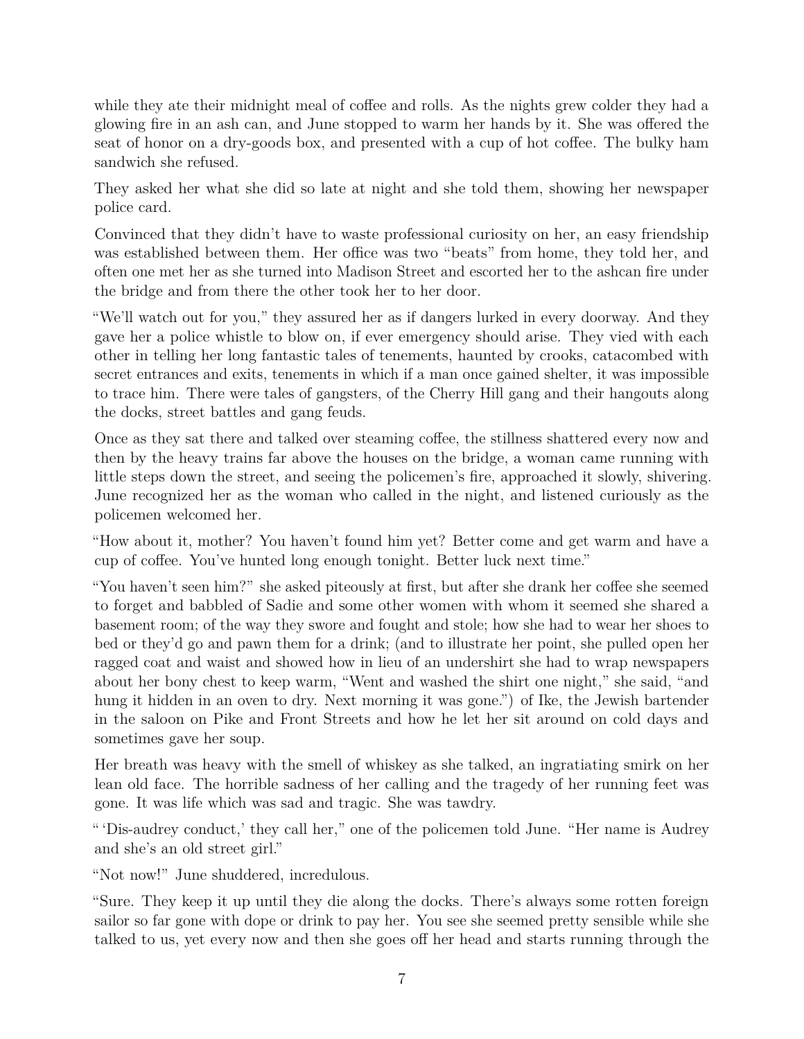while they ate their midnight meal of coffee and rolls. As the nights grew colder they had a glowing fire in an ash can, and June stopped to warm her hands by it. She was offered the seat of honor on a dry-goods box, and presented with a cup of hot coffee. The bulky ham sandwich she refused.

They asked her what she did so late at night and she told them, showing her newspaper police card.

Convinced that they didn't have to waste professional curiosity on her, an easy friendship was established between them. Her office was two "beats" from home, they told her, and often one met her as she turned into Madison Street and escorted her to the ashcan fire under the bridge and from there the other took her to her door.

"We'll watch out for you," they assured her as if dangers lurked in every doorway. And they gave her a police whistle to blow on, if ever emergency should arise. They vied with each other in telling her long fantastic tales of tenements, haunted by crooks, catacombed with secret entrances and exits, tenements in which if a man once gained shelter, it was impossible to trace him. There were tales of gangsters, of the Cherry Hill gang and their hangouts along the docks, street battles and gang feuds.

Once as they sat there and talked over steaming coffee, the stillness shattered every now and then by the heavy trains far above the houses on the bridge, a woman came running with little steps down the street, and seeing the policemen's fire, approached it slowly, shivering. June recognized her as the woman who called in the night, and listened curiously as the policemen welcomed her.

"How about it, mother? You haven't found him yet? Better come and get warm and have a cup of coffee. You've hunted long enough tonight. Better luck next time."

"You haven't seen him?" she asked piteously at first, but after she drank her coffee she seemed to forget and babbled of Sadie and some other women with whom it seemed she shared a basement room; of the way they swore and fought and stole; how she had to wear her shoes to bed or they'd go and pawn them for a drink; (and to illustrate her point, she pulled open her ragged coat and waist and showed how in lieu of an undershirt she had to wrap newspapers about her bony chest to keep warm, "Went and washed the shirt one night," she said, "and hung it hidden in an oven to dry. Next morning it was gone.") of Ike, the Jewish bartender in the saloon on Pike and Front Streets and how he let her sit around on cold days and sometimes gave her soup.

Her breath was heavy with the smell of whiskey as she talked, an ingratiating smirk on her lean old face. The horrible sadness of her calling and the tragedy of her running feet was gone. It was life which was sad and tragic. She was tawdry.

"'Dis-audrey conduct,' they call her," one of the policemen told June. "Her name is Audrey and she's an old street girl."

"Not now!" June shuddered, incredulous.

"Sure. They keep it up until they die along the docks. There's always some rotten foreign sailor so far gone with dope or drink to pay her. You see she seemed pretty sensible while she talked to us, yet every now and then she goes off her head and starts running through the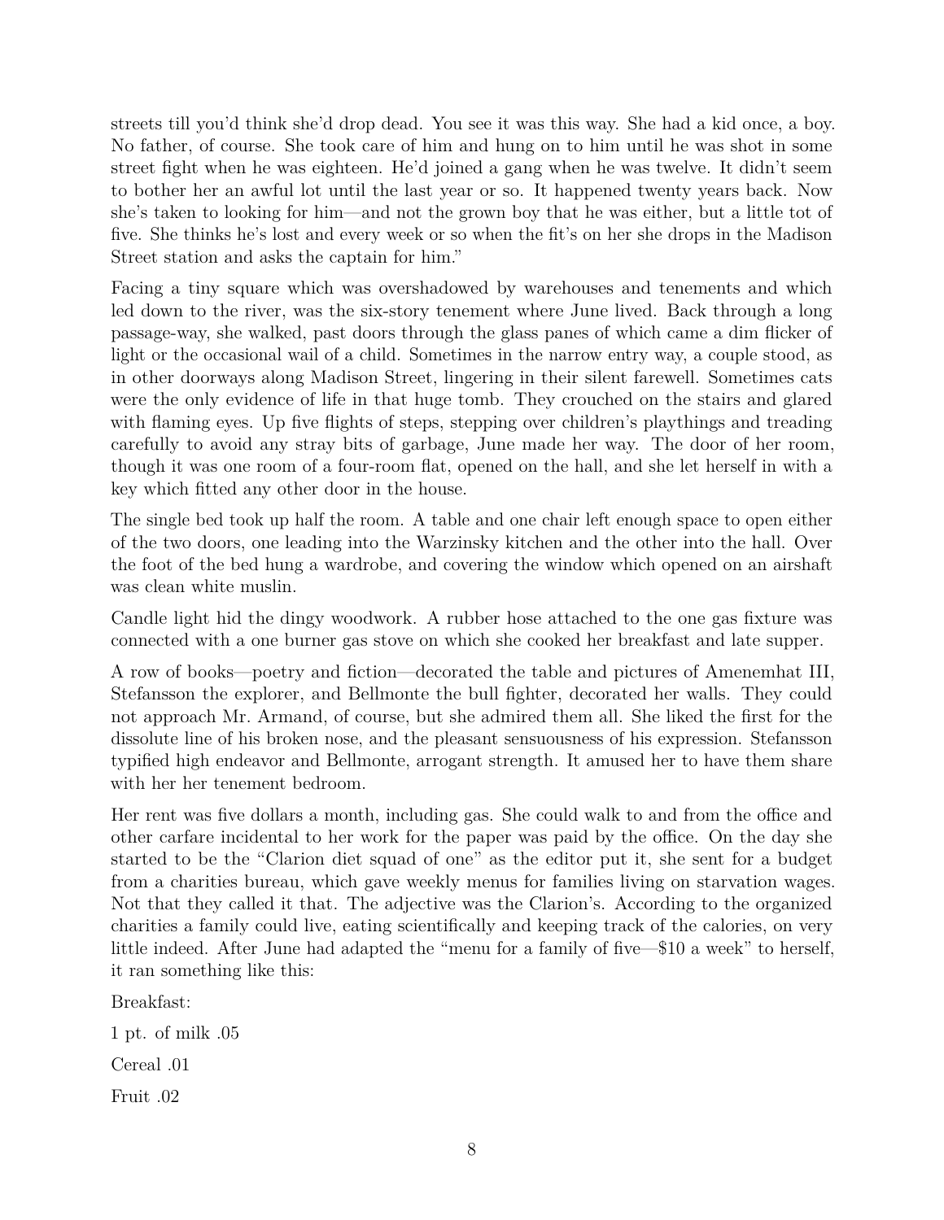streets till you'd think she'd drop dead. You see it was this way. She had a kid once, a boy. No father, of course. She took care of him and hung on to him until he was shot in some street fight when he was eighteen. He'd joined a gang when he was twelve. It didn't seem to bother her an awful lot until the last year or so. It happened twenty years back. Now she's taken to looking for him—and not the grown boy that he was either, but a little tot of five. She thinks he's lost and every week or so when the fit's on her she drops in the Madison Street station and asks the captain for him."

Facing a tiny square which was overshadowed by warehouses and tenements and which led down to the river, was the six-story tenement where June lived. Back through a long passage-way, she walked, past doors through the glass panes of which came a dim flicker of light or the occasional wail of a child. Sometimes in the narrow entry way, a couple stood, as in other doorways along Madison Street, lingering in their silent farewell. Sometimes cats were the only evidence of life in that huge tomb. They crouched on the stairs and glared with flaming eyes. Up five flights of steps, stepping over children's playthings and treading carefully to avoid any stray bits of garbage, June made her way. The door of her room, though it was one room of a four-room flat, opened on the hall, and she let herself in with a key which fitted any other door in the house.

The single bed took up half the room. A table and one chair left enough space to open either of the two doors, one leading into the Warzinsky kitchen and the other into the hall. Over the foot of the bed hung a wardrobe, and covering the window which opened on an airshaft was clean white muslin.

Candle light hid the dingy woodwork. A rubber hose attached to the one gas fixture was connected with a one burner gas stove on which she cooked her breakfast and late supper.

A row of books—poetry and fiction—decorated the table and pictures of Amenemhat III, Stefansson the explorer, and Bellmonte the bull fighter, decorated her walls. They could not approach Mr. Armand, of course, but she admired them all. She liked the first for the dissolute line of his broken nose, and the pleasant sensuousness of his expression. Stefansson typified high endeavor and Bellmonte, arrogant strength. It amused her to have them share with her her tenement bedroom.

Her rent was five dollars a month, including gas. She could walk to and from the office and other carfare incidental to her work for the paper was paid by the office. On the day she started to be the "Clarion diet squad of one" as the editor put it, she sent for a budget from a charities bureau, which gave weekly menus for families living on starvation wages. Not that they called it that. The adjective was the Clarion's. According to the organized charities a family could live, eating scientifically and keeping track of the calories, on very little indeed. After June had adapted the "menu for a family of five—$10 a week" to herself, it ran something like this:

Breakfast:

1 pt. of milk .05

Cereal .01

Fruit .02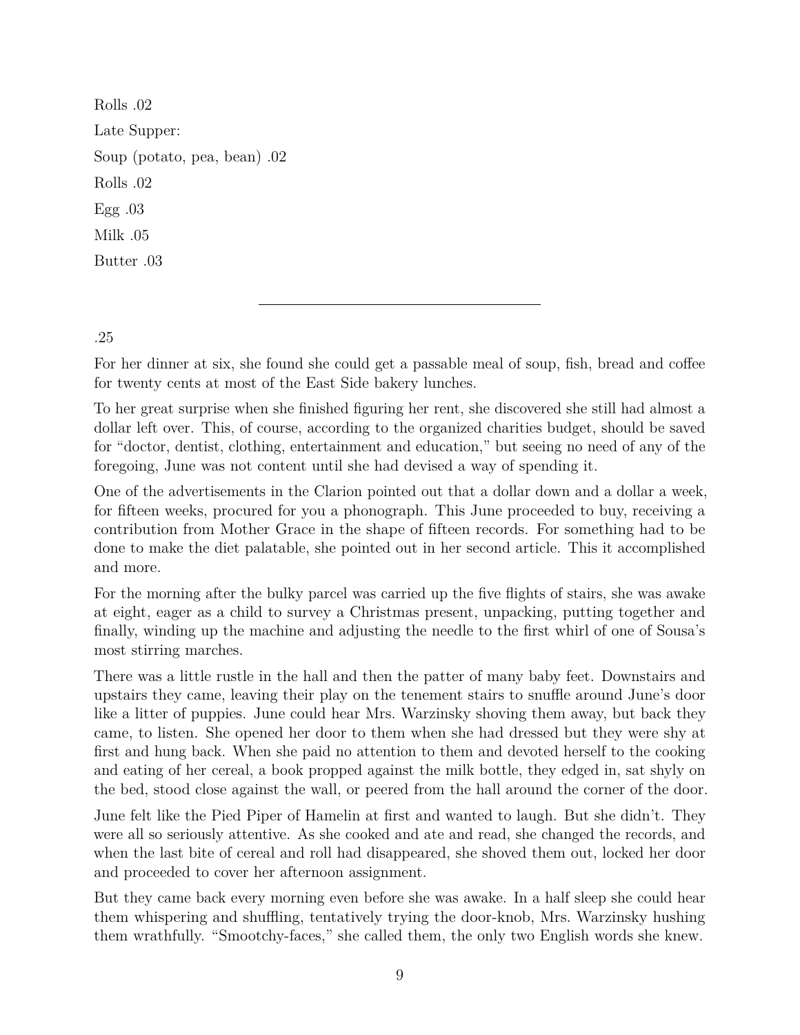Rolls .02

Late Supper:

Soup (potato, pea, bean) .02

Rolls .02

Egg .03

Milk .05

Butter .03

---

.25

For her dinner at six, she found she could get a passable meal of soup, fish, bread and coffee for twenty cents at most of the East Side bakery lunches.

To her great surprise when she finished figuring her rent, she discovered she still had almost a dollar left over. This, of course, according to the organized charities budget, should be saved for "doctor, dentist, clothing, entertainment and education," but seeing no need of any of the foregoing, June was not content until she had devised a way of spending it.

One of the advertisements in the Clarion pointed out that a dollar down and a dollar a week, for fifteen weeks, procured for you a phonograph. This June proceeded to buy, receiving a contribution from Mother Grace in the shape of fifteen records. For something had to be done to make the diet palatable, she pointed out in her second article. This it accomplished and more.

For the morning after the bulky parcel was carried up the five flights of stairs, she was awake at eight, eager as a child to survey a Christmas present, unpacking, putting together and finally, winding up the machine and adjusting the needle to the first whirl of one of Sousa's most stirring marches.

There was a little rustle in the hall and then the patter of many baby feet. Downstairs and upstairs they came, leaving their play on the tenement stairs to snuffle around June's door like a litter of puppies. June could hear Mrs. Warzinsky shoving them away, but back they came, to listen. She opened her door to them when she had dressed but they were shy at first and hung back. When she paid no attention to them and devoted herself to the cooking and eating of her cereal, a book propped against the milk bottle, they edged in, sat shyly on the bed, stood close against the wall, or peered from the hall around the corner of the door.

June felt like the Pied Piper of Hamelin at first and wanted to laugh. But she didn't. They were all so seriously attentive. As she cooked and ate and read, she changed the records, and when the last bite of cereal and roll had disappeared, she shoved them out, locked her door and proceeded to cover her afternoon assignment.

But they came back every morning even before she was awake. In a half sleep she could hear them whispering and shuffling, tentatively trying the door-knob, Mrs. Warzinsky hushing them wrathfully. "Smootchy-faces," she called them, the only two English words she knew.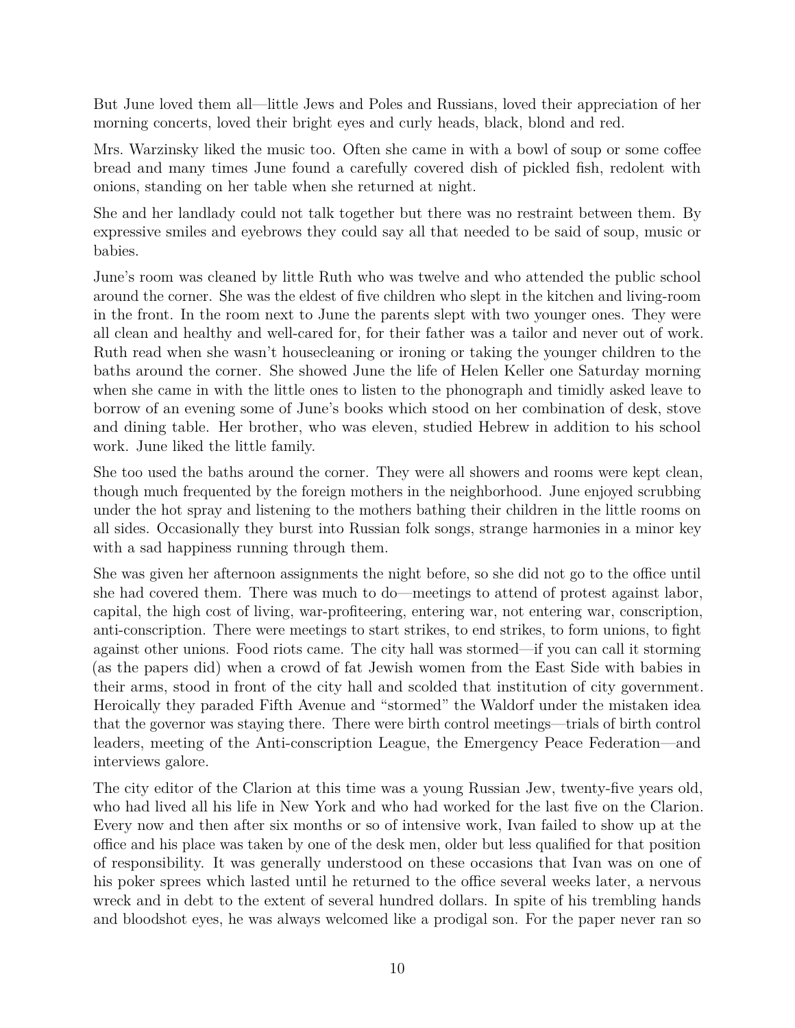But June loved them all—little Jews and Poles and Russians, loved their appreciation of her morning concerts, loved their bright eyes and curly heads, black, blond and red.

Mrs. Warzinsky liked the music too. Often she came in with a bowl of soup or some coffee bread and many times June found a carefully covered dish of pickled fish, redolent with onions, standing on her table when she returned at night.

She and her landlady could not talk together but there was no restraint between them. By expressive smiles and eyebrows they could say all that needed to be said of soup, music or babies.

June's room was cleaned by little Ruth who was twelve and who attended the public school around the corner. She was the eldest of five children who slept in the kitchen and living-room in the front. In the room next to June the parents slept with two younger ones. They were all clean and healthy and well-cared for, for their father was a tailor and never out of work. Ruth read when she wasn't housecleaning or ironing or taking the younger children to the baths around the corner. She showed June the life of Helen Keller one Saturday morning when she came in with the little ones to listen to the phonograph and timidly asked leave to borrow of an evening some of June's books which stood on her combination of desk, stove and dining table. Her brother, who was eleven, studied Hebrew in addition to his school work. June liked the little family.

She too used the baths around the corner. They were all showers and rooms were kept clean, though much frequented by the foreign mothers in the neighborhood. June enjoyed scrubbing under the hot spray and listening to the mothers bathing their children in the little rooms on all sides. Occasionally they burst into Russian folk songs, strange harmonies in a minor key with a sad happiness running through them.

She was given her afternoon assignments the night before, so she did not go to the office until she had covered them. There was much to do—meetings to attend of protest against labor, capital, the high cost of living, war-profiteering, entering war, not entering war, conscription, anti-conscription. There were meetings to start strikes, to end strikes, to form unions, to fight against other unions. Food riots came. The city hall was stormed—if you can call it storming (as the papers did) when a crowd of fat Jewish women from the East Side with babies in their arms, stood in front of the city hall and scolded that institution of city government. Heroically they paraded Fifth Avenue and "stormed" the Waldorf under the mistaken idea that the governor was staying there. There were birth control meetings—trials of birth control leaders, meeting of the Anti-conscription League, the Emergency Peace Federation—and interviews galore.

The city editor of the Clarion at this time was a young Russian Jew, twenty-five years old, who had lived all his life in New York and who had worked for the last five on the Clarion. Every now and then after six months or so of intensive work, Ivan failed to show up at the office and his place was taken by one of the desk men, older but less qualified for that position of responsibility. It was generally understood on these occasions that Ivan was on one of his poker sprees which lasted until he returned to the office several weeks later, a nervous wreck and in debt to the extent of several hundred dollars. In spite of his trembling hands and bloodshot eyes, he was always welcomed like a prodigal son. For the paper never ran so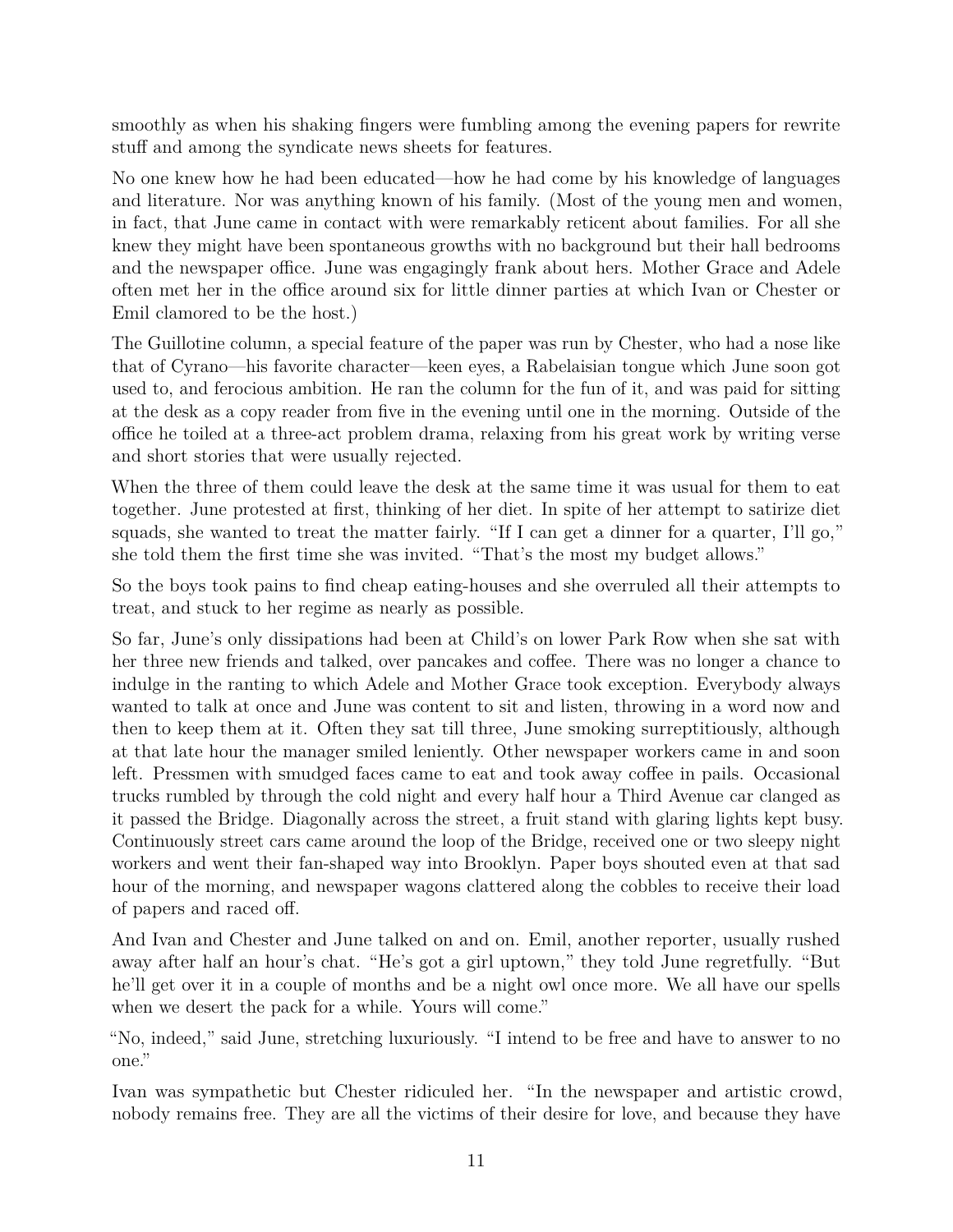smoothly as when his shaking fingers were fumbling among the evening papers for rewrite stuff and among the syndicate news sheets for features.

No one knew how he had been educated—how he had come by his knowledge of languages and literature. Nor was anything known of his family. (Most of the young men and women, in fact, that June came in contact with were remarkably reticent about families. For all she knew they might have been spontaneous growths with no background but their hall bedrooms and the newspaper office. June was engagingly frank about hers. Mother Grace and Adele often met her in the office around six for little dinner parties at which Ivan or Chester or Emil clamored to be the host.)

The Guillotine column, a special feature of the paper was run by Chester, who had a nose like that of Cyrano—his favorite character—keen eyes, a Rabelaisian tongue which June soon got used to, and ferocious ambition. He ran the column for the fun of it, and was paid for sitting at the desk as a copy reader from five in the evening until one in the morning. Outside of the office he toiled at a three-act problem drama, relaxing from his great work by writing verse and short stories that were usually rejected.

When the three of them could leave the desk at the same time it was usual for them to eat together. June protested at first, thinking of her diet. In spite of her attempt to satirize diet squads, she wanted to treat the matter fairly. "If I can get a dinner for a quarter, I'll go," she told them the first time she was invited. "That's the most my budget allows."

So the boys took pains to find cheap eating-houses and she overruled all their attempts to treat, and stuck to her regime as nearly as possible.

So far, June's only dissipations had been at Child's on lower Park Row when she sat with her three new friends and talked, over pancakes and coffee. There was no longer a chance to indulge in the ranting to which Adele and Mother Grace took exception. Everybody always wanted to talk at once and June was content to sit and listen, throwing in a word now and then to keep them at it. Often they sat till three, June smoking surreptitiously, although at that late hour the manager smiled leniently. Other newspaper workers came in and soon left. Pressmen with smudged faces came to eat and took away coffee in pails. Occasional trucks rumbled by through the cold night and every half hour a Third Avenue car clanged as it passed the Bridge. Diagonally across the street, a fruit stand with glaring lights kept busy. Continuously street cars came around the loop of the Bridge, received one or two sleepy night workers and went their fan-shaped way into Brooklyn. Paper boys shouted even at that sad hour of the morning, and newspaper wagons clattered along the cobbles to receive their load of papers and raced off.

And Ivan and Chester and June talked on and on. Emil, another reporter, usually rushed away after half an hour's chat. "He's got a girl uptown," they told June regretfully. "But he'll get over it in a couple of months and be a night owl once more. We all have our spells when we desert the pack for a while. Yours will come."

"No, indeed," said June, stretching luxuriously. "I intend to be free and have to answer to no one."

Ivan was sympathetic but Chester ridiculed her. "In the newspaper and artistic crowd, nobody remains free. They are all the victims of their desire for love, and because they have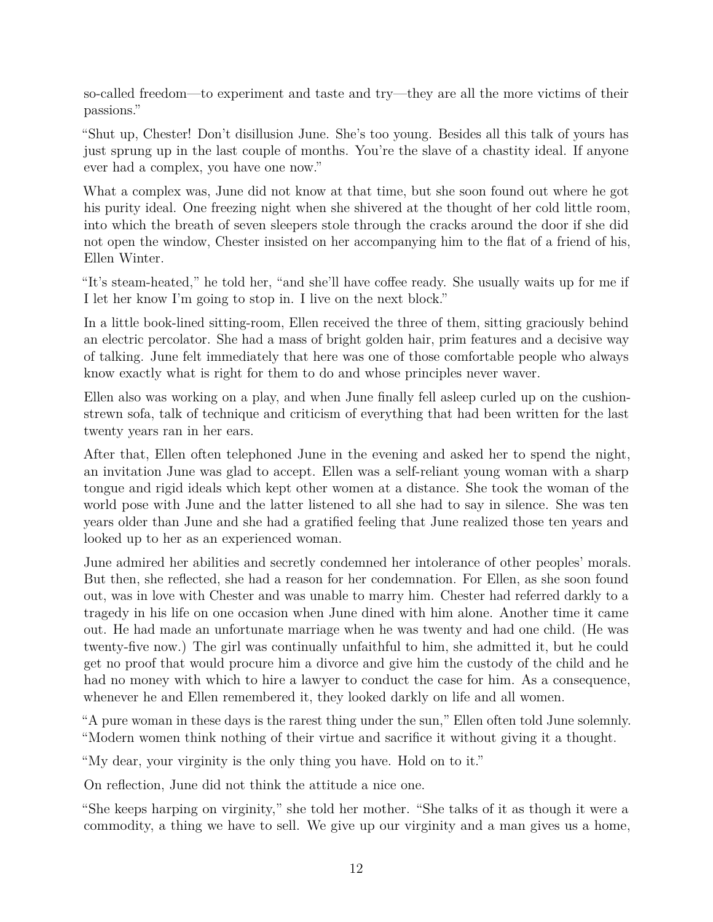so-called freedom—to experiment and taste and try—they are all the more victims of their passions."

"Shut up, Chester! Don't disillusion June. She's too young. Besides all this talk of yours has just sprung up in the last couple of months. You're the slave of a chastity ideal. If anyone ever had a complex, you have one now."

What a complex was, June did not know at that time, but she soon found out where he got his purity ideal. One freezing night when she shivered at the thought of her cold little room, into which the breath of seven sleepers stole through the cracks around the door if she did not open the window, Chester insisted on her accompanying him to the flat of a friend of his, Ellen Winter.

"It's steam-heated," he told her, "and she'll have coffee ready. She usually waits up for me if I let her know I'm going to stop in. I live on the next block."

In a little book-lined sitting-room, Ellen received the three of them, sitting graciously behind an electric percolator. She had a mass of bright golden hair, prim features and a decisive way of talking. June felt immediately that here was one of those comfortable people who always know exactly what is right for them to do and whose principles never waver.

Ellen also was working on a play, and when June finally fell asleep curled up on the cushion-strewn sofa, talk of technique and criticism of everything that had been written for the last twenty years ran in her ears.

After that, Ellen often telephoned June in the evening and asked her to spend the night, an invitation June was glad to accept. Ellen was a self-reliant young woman with a sharp tongue and rigid ideals which kept other women at a distance. She took the woman of the world pose with June and the latter listened to all she had to say in silence. She was ten years older than June and she had a gratified feeling that June realized those ten years and looked up to her as an experienced woman.

June admired her abilities and secretly condemned her intolerance of other peoples' morals. But then, she reflected, she had a reason for her condemnation. For Ellen, as she soon found out, was in love with Chester and was unable to marry him. Chester had referred darkly to a tragedy in his life on one occasion when June dined with him alone. Another time it came out. He had made an unfortunate marriage when he was twenty and had one child. (He was twenty-five now.) The girl was continually unfaithful to him, she admitted it, but he could get no proof that would procure him a divorce and give him the custody of the child and he had no money with which to hire a lawyer to conduct the case for him. As a consequence, whenever he and Ellen remembered it, they looked darkly on life and all women.

"A pure woman in these days is the rarest thing under the sun," Ellen often told June solemnly. "Modern women think nothing of their virtue and sacrifice it without giving it a thought.

"My dear, your virginity is the only thing you have. Hold on to it."

On reflection, June did not think the attitude a nice one.

"She keeps harping on virginity," she told her mother. "She talks of it as though it were a commodity, a thing we have to sell. We give up our virginity and a man gives us a home,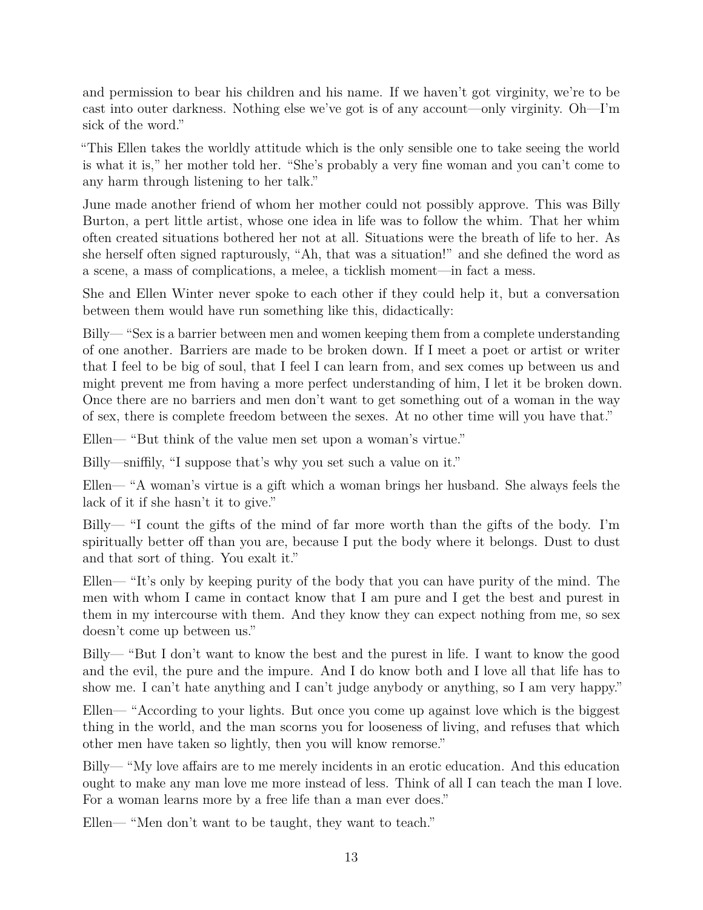and permission to bear his children and his name. If we haven't got virginity, we're to be cast into outer darkness. Nothing else we've got is of any account—only virginity. Oh—I'm sick of the word."

"This Ellen takes the worldly attitude which is the only sensible one to take seeing the world is what it is," her mother told her. "She's probably a very fine woman and you can't come to any harm through listening to her talk."

June made another friend of whom her mother could not possibly approve. This was Billy Burton, a pert little artist, whose one idea in life was to follow the whim. That her whim often created situations bothered her not at all. Situations were the breath of life to her. As she herself often signed rapturously, "Ah, that was a situation!" and she defined the word as a scene, a mass of complications, a melee, a ticklish moment—in fact a mess.

She and Ellen Winter never spoke to each other if they could help it, but a conversation between them would have run something like this, didactically:

Billy— "Sex is a barrier between men and women keeping them from a complete understanding of one another. Barriers are made to be broken down. If I meet a poet or artist or writer that I feel to be big of soul, that I feel I can learn from, and sex comes up between us and might prevent me from having a more perfect understanding of him, I let it be broken down. Once there are no barriers and men don't want to get something out of a woman in the way of sex, there is complete freedom between the sexes. At no other time will you have that."

Ellen— "But think of the value men set upon a woman's virtue."

Billy—sniffily, "I suppose that's why you set such a value on it."

Ellen— "A woman's virtue is a gift which a woman brings her husband. She always feels the lack of it if she hasn't it to give."

Billy— "I count the gifts of the mind of far more worth than the gifts of the body. I'm spiritually better off than you are, because I put the body where it belongs. Dust to dust and that sort of thing. You exalt it."

Ellen— "It's only by keeping purity of the body that you can have purity of the mind. The men with whom I came in contact know that I am pure and I get the best and purest in them in my intercourse with them. And they know they can expect nothing from me, so sex doesn't come up between us."

Billy— "But I don't want to know the best and the purest in life. I want to know the good and the evil, the pure and the impure. And I do know both and I love all that life has to show me. I can't hate anything and I can't judge anybody or anything, so I am very happy."

Ellen— "According to your lights. But once you come up against love which is the biggest thing in the world, and the man scorns you for looseness of living, and refuses that which other men have taken so lightly, then you will know remorse."

Billy— "My love affairs are to me merely incidents in an erotic education. And this education ought to make any man love me more instead of less. Think of all I can teach the man I love. For a woman learns more by a free life than a man ever does."

Ellen— "Men don't want to be taught, they want to teach."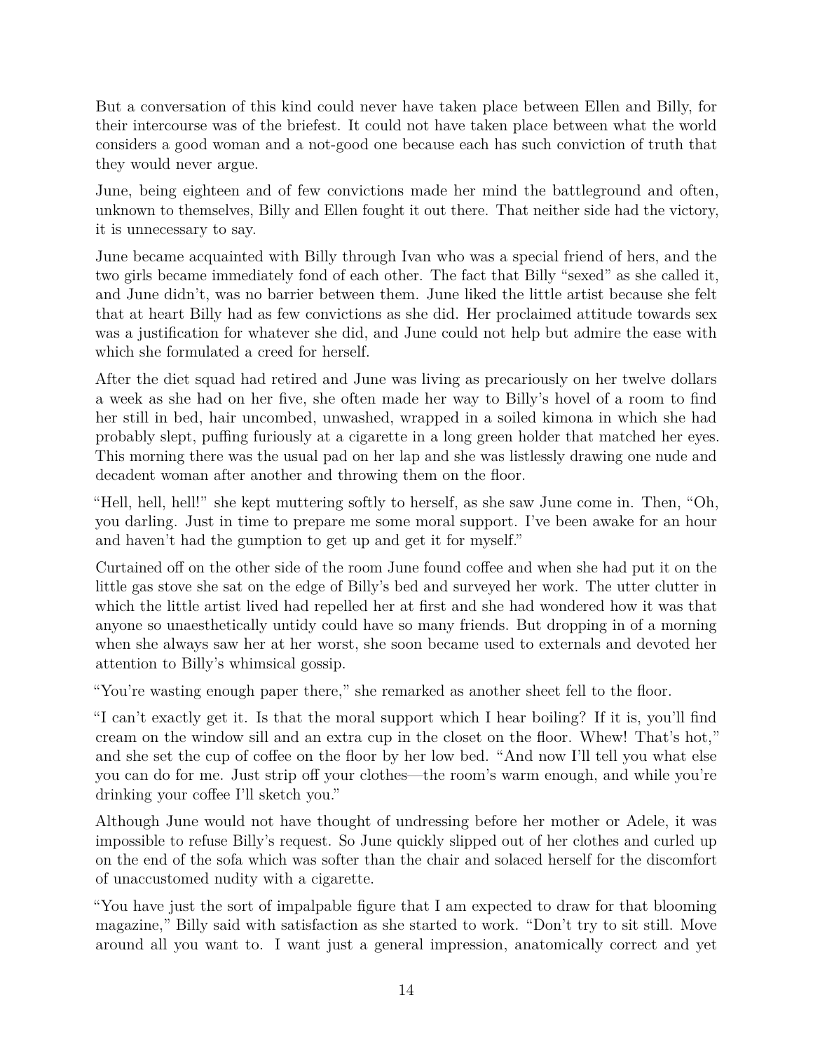But a conversation of this kind could never have taken place between Ellen and Billy, for their intercourse was of the briefest. It could not have taken place between what the world considers a good woman and a not-good one because each has such conviction of truth that they would never argue.

June, being eighteen and of few convictions made her mind the battleground and often, unknown to themselves, Billy and Ellen fought it out there. That neither side had the victory, it is unnecessary to say.

June became acquainted with Billy through Ivan who was a special friend of hers, and the two girls became immediately fond of each other. The fact that Billy "sexed" as she called it, and June didn't, was no barrier between them. June liked the little artist because she felt that at heart Billy had as few convictions as she did. Her proclaimed attitude towards sex was a justification for whatever she did, and June could not help but admire the ease with which she formulated a creed for herself.

After the diet squad had retired and June was living as precariously on her twelve dollars a week as she had on her five, she often made her way to Billy's hovel of a room to find her still in bed, hair uncombed, unwashed, wrapped in a soiled kimona in which she had probably slept, puffing furiously at a cigarette in a long green holder that matched her eyes. This morning there was the usual pad on her lap and she was listlessly drawing one nude and decadent woman after another and throwing them on the floor.

"Hell, hell, hell!" she kept muttering softly to herself, as she saw June come in. Then, "Oh, you darling. Just in time to prepare me some moral support. I've been awake for an hour and haven't had the gumption to get up and get it for myself."

Curtained off on the other side of the room June found coffee and when she had put it on the little gas stove she sat on the edge of Billy's bed and surveyed her work. The utter clutter in which the little artist lived had repelled her at first and she had wondered how it was that anyone so unaesthetically untidy could have so many friends. But dropping in of a morning when she always saw her at her worst, she soon became used to externals and devoted her attention to Billy's whimsical gossip.

"You're wasting enough paper there," she remarked as another sheet fell to the floor.

"I can't exactly get it. Is that the moral support which I hear boiling? If it is, you'll find cream on the window sill and an extra cup in the closet on the floor. Whew! That's hot," and she set the cup of coffee on the floor by her low bed. "And now I'll tell you what else you can do for me. Just strip off your clothes—the room's warm enough, and while you're drinking your coffee I'll sketch you."

Although June would not have thought of undressing before her mother or Adele, it was impossible to refuse Billy's request. So June quickly slipped out of her clothes and curled up on the end of the sofa which was softer than the chair and solaced herself for the discomfort of unaccustomed nudity with a cigarette.

"You have just the sort of impalpable figure that I am expected to draw for that blooming magazine," Billy said with satisfaction as she started to work. "Don't try to sit still. Move around all you want to. I want just a general impression, anatomically correct and yet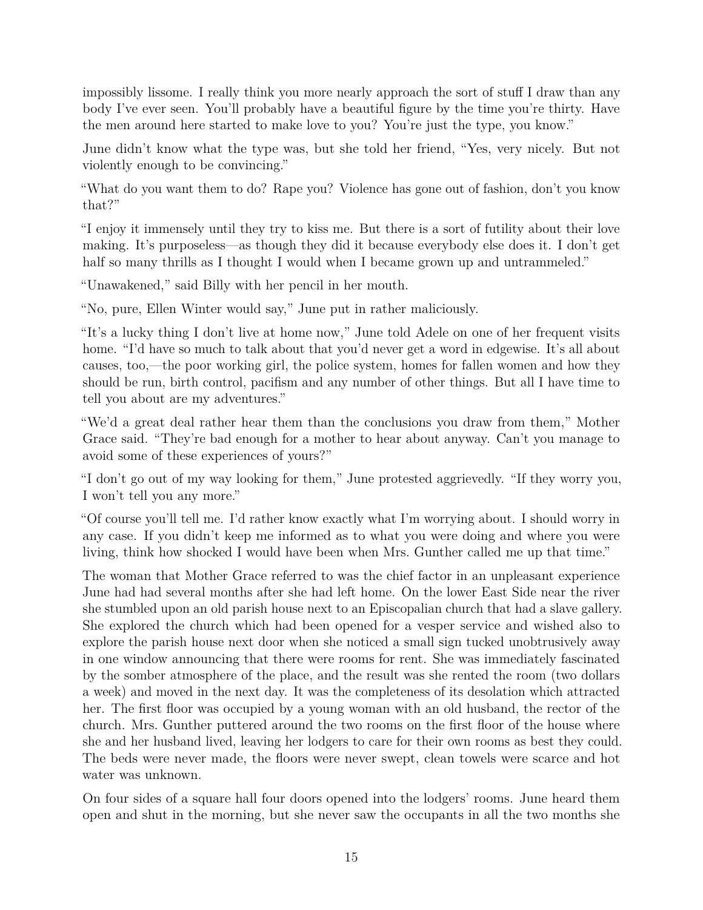impossibly lissome. I really think you more nearly approach the sort of stuff I draw than any body I've ever seen. You'll probably have a beautiful figure by the time you're thirty. Have the men around here started to make love to you? You're just the type, you know."

June didn't know what the type was, but she told her friend, "Yes, very nicely. But not violently enough to be convincing."

"What do you want them to do? Rape you? Violence has gone out of fashion, don't you know that?"

"I enjoy it immensely until they try to kiss me. But there is a sort of futility about their love making. It's purposeless—as though they did it because everybody else does it. I don't get half so many thrills as I thought I would when I became grown up and untrammeled."

"Unawakened," said Billy with her pencil in her mouth.

"No, pure, Ellen Winter would say," June put in rather maliciously.

"It's a lucky thing I don't live at home now," June told Adele on one of her frequent visits home. "I'd have so much to talk about that you'd never get a word in edgewise. It's all about causes, too,—the poor working girl, the police system, homes for fallen women and how they should be run, birth control, pacifism and any number of other things. But all I have time to tell you about are my adventures."

"We'd a great deal rather hear them than the conclusions you draw from them," Mother Grace said. "They're bad enough for a mother to hear about anyway. Can't you manage to avoid some of these experiences of yours?"

"I don't go out of my way looking for them," June protested aggrievedly. "If they worry you, I won't tell you any more."

"Of course you'll tell me. I'd rather know exactly what I'm worrying about. I should worry in any case. If you didn't keep me informed as to what you were doing and where you were living, think how shocked I would have been when Mrs. Gunther called me up that time."

The woman that Mother Grace referred to was the chief factor in an unpleasant experience June had had several months after she had left home. On the lower East Side near the river she stumbled upon an old parish house next to an Episcopalian church that had a slave gallery. She explored the church which had been opened for a vesper service and wished also to explore the parish house next door when she noticed a small sign tucked unobtrusively away in one window announcing that there were rooms for rent. She was immediately fascinated by the somber atmosphere of the place, and the result was she rented the room (two dollars a week) and moved in the next day. It was the completeness of its desolation which attracted her. The first floor was occupied by a young woman with an old husband, the rector of the church. Mrs. Gunther puttered around the two rooms on the first floor of the house where she and her husband lived, leaving her lodgers to care for their own rooms as best they could. The beds were never made, the floors were never swept, clean towels were scarce and hot water was unknown.

On four sides of a square hall four doors opened into the lodgers' rooms. June heard them open and shut in the morning, but she never saw the occupants in all the two months she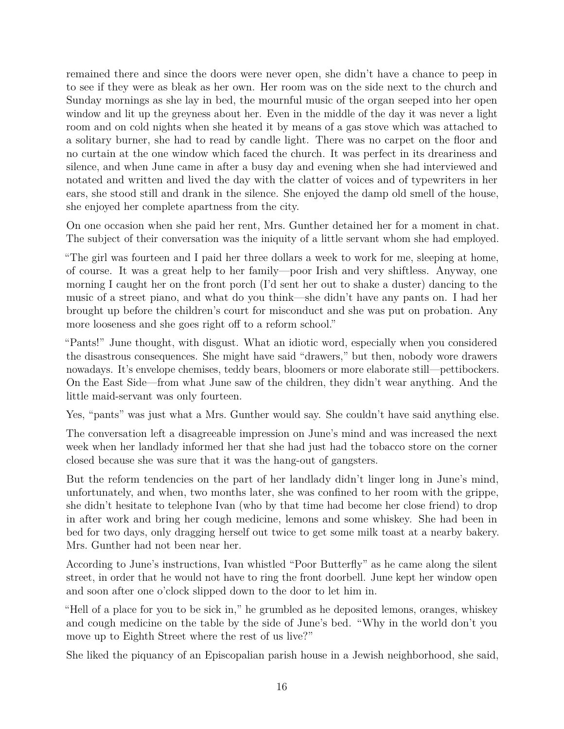remained there and since the doors were never open, she didn't have a chance to peep in to see if they were as bleak as her own. Her room was on the side next to the church and Sunday mornings as she lay in bed, the mournful music of the organ seeped into her open window and lit up the greyness about her. Even in the middle of the day it was never a light room and on cold nights when she heated it by means of a gas stove which was attached to a solitary burner, she had to read by candle light. There was no carpet on the floor and no curtain at the one window which faced the church. It was perfect in its dreariness and silence, and when June came in after a busy day and evening when she had interviewed and notated and written and lived the day with the clatter of voices and of typewriters in her ears, she stood still and drank in the silence. She enjoyed the damp old smell of the house, she enjoyed her complete apartness from the city.

On one occasion when she paid her rent, Mrs. Gunther detained her for a moment in chat. The subject of their conversation was the iniquity of a little servant whom she had employed.

"The girl was fourteen and I paid her three dollars a week to work for me, sleeping at home, of course. It was a great help to her family—poor Irish and very shiftless. Anyway, one morning I caught her on the front porch (I'd sent her out to shake a duster) dancing to the music of a street piano, and what do you think—she didn't have any pants on. I had her brought up before the children's court for misconduct and she was put on probation. Any more looseness and she goes right off to a reform school."

"Pants!" June thought, with disgust. What an idiotic word, especially when you considered the disastrous consequences. She might have said "drawers," but then, nobody wore drawers nowadays. It's envelope chemises, teddy bears, bloomers or more elaborate still—pettibockers. On the East Side—from what June saw of the children, they didn't wear anything. And the little maid-servant was only fourteen.

Yes, "pants" was just what a Mrs. Gunther would say. She couldn't have said anything else.

The conversation left a disagreeable impression on June's mind and was increased the next week when her landlady informed her that she had just had the tobacco store on the corner closed because she was sure that it was the hang-out of gangsters.

But the reform tendencies on the part of her landlady didn't linger long in June's mind, unfortunately, and when, two months later, she was confined to her room with the grippe, she didn't hesitate to telephone Ivan (who by that time had become her close friend) to drop in after work and bring her cough medicine, lemons and some whiskey. She had been in bed for two days, only dragging herself out twice to get some milk toast at a nearby bakery. Mrs. Gunther had not been near her.

According to June's instructions, Ivan whistled "Poor Butterfly" as he came along the silent street, in order that he would not have to ring the front doorbell. June kept her window open and soon after one o'clock slipped down to the door to let him in.

"Hell of a place for you to be sick in," he grumbled as he deposited lemons, oranges, whiskey and cough medicine on the table by the side of June's bed. "Why in the world don't you move up to Eighth Street where the rest of us live?"

She liked the piquancy of an Episcopalian parish house in a Jewish neighborhood, she said,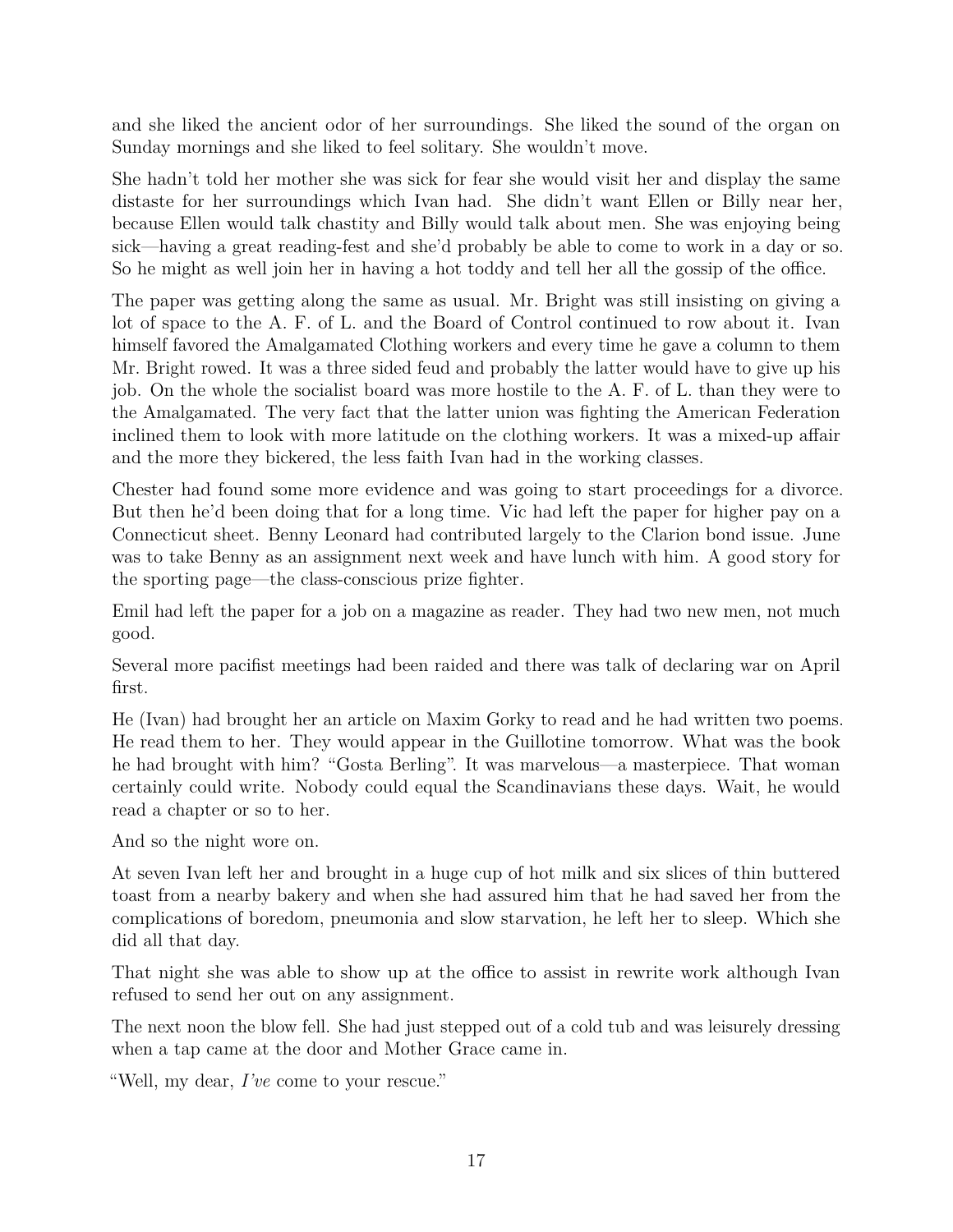and she liked the ancient odor of her surroundings. She liked the sound of the organ on Sunday mornings and she liked to feel solitary. She wouldn't move.

She hadn't told her mother she was sick for fear she would visit her and display the same distaste for her surroundings which Ivan had. She didn't want Ellen or Billy near her, because Ellen would talk chastity and Billy would talk about men. She was enjoying being sick—having a great reading-fest and she'd probably be able to come to work in a day or so. So he might as well join her in having a hot toddy and tell her all the gossip of the office.

The paper was getting along the same as usual. Mr. Bright was still insisting on giving a lot of space to the A. F. of L. and the Board of Control continued to row about it. Ivan himself favored the Amalgamated Clothing workers and every time he gave a column to them Mr. Bright rowed. It was a three sided feud and probably the latter would have to give up his job. On the whole the socialist board was more hostile to the A. F. of L. than they were to the Amalgamated. The very fact that the latter union was fighting the American Federation inclined them to look with more latitude on the clothing workers. It was a mixed-up affair and the more they bickered, the less faith Ivan had in the working classes.

Chester had found some more evidence and was going to start proceedings for a divorce. But then he'd been doing that for a long time. Vic had left the paper for higher pay on a Connecticut sheet. Benny Leonard had contributed largely to the Clarion bond issue. June was to take Benny as an assignment next week and have lunch with him. A good story for the sporting page—the class-conscious prize fighter.

Emil had left the paper for a job on a magazine as reader. They had two new men, not much good.

Several more pacifist meetings had been raided and there was talk of declaring war on April first.

He (Ivan) had brought her an article on Maxim Gorky to read and he had written two poems. He read them to her. They would appear in the Guillotine tomorrow. What was the book he had brought with him? "Gosta Berling". It was marvelous—a masterpiece. That woman certainly could write. Nobody could equal the Scandinavians these days. Wait, he would read a chapter or so to her.

And so the night wore on.

At seven Ivan left her and brought in a huge cup of hot milk and six slices of thin buttered toast from a nearby bakery and when she had assured him that he had saved her from the complications of boredom, pneumonia and slow starvation, he left her to sleep. Which she did all that day.

That night she was able to show up at the office to assist in rewrite work although Ivan refused to send her out on any assignment.

The next noon the blow fell. She had just stepped out of a cold tub and was leisurely dressing when a tap came at the door and Mother Grace came in.

"Well, my dear, *I've* come to your rescue."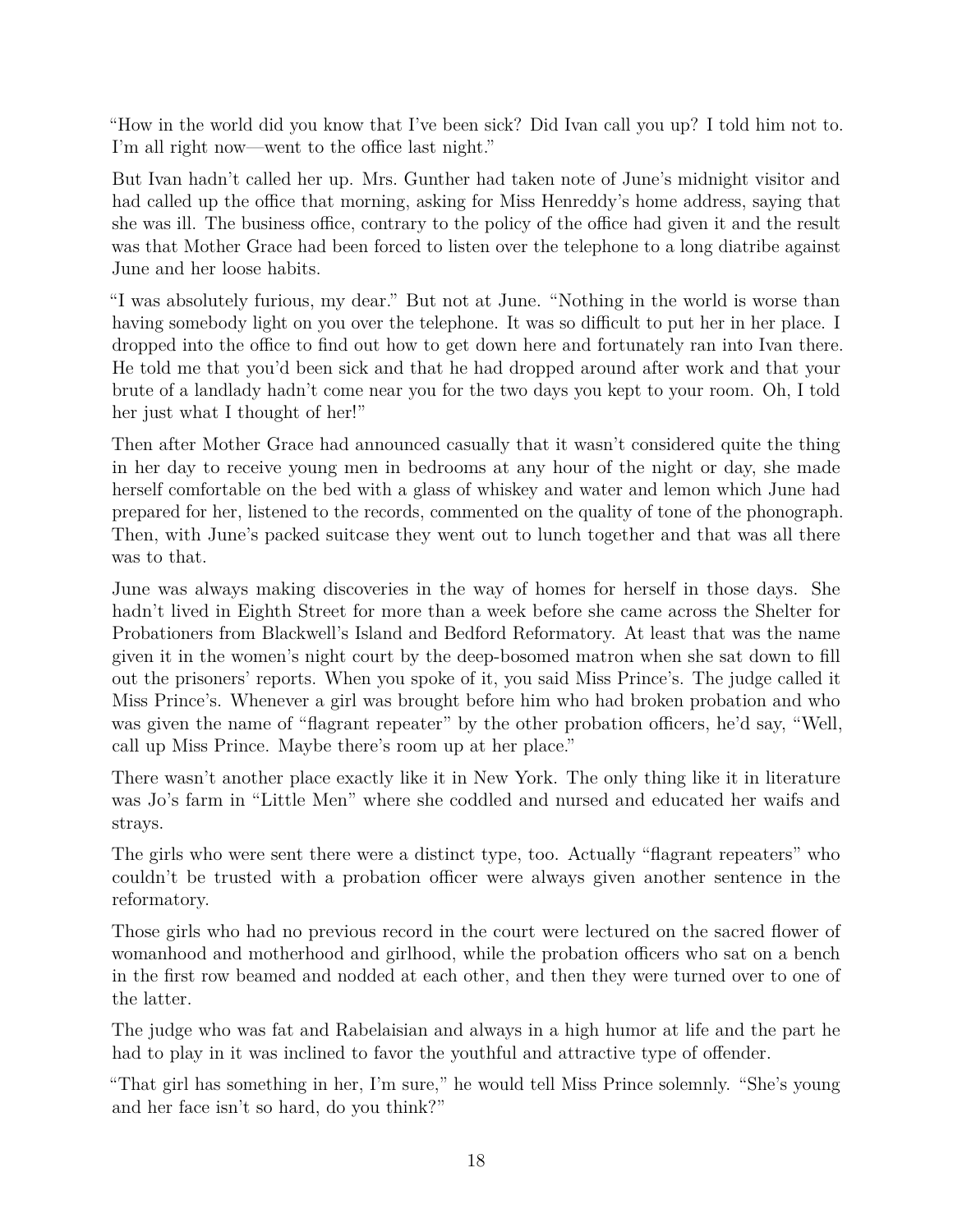"How in the world did you know that I've been sick? Did Ivan call you up? I told him not to. I'm all right now—went to the office last night."

But Ivan hadn't called her up. Mrs. Gunther had taken note of June's midnight visitor and had called up the office that morning, asking for Miss Henreddy's home address, saying that she was ill. The business office, contrary to the policy of the office had given it and the result was that Mother Grace had been forced to listen over the telephone to a long diatribe against June and her loose habits.

"I was absolutely furious, my dear." But not at June. "Nothing in the world is worse than having somebody light on you over the telephone. It was so difficult to put her in her place. I dropped into the office to find out how to get down here and fortunately ran into Ivan there. He told me that you'd been sick and that he had dropped around after work and that your brute of a landlady hadn't come near you for the two days you kept to your room. Oh, I told her just what I thought of her!"

Then after Mother Grace had announced casually that it wasn't considered quite the thing in her day to receive young men in bedrooms at any hour of the night or day, she made herself comfortable on the bed with a glass of whiskey and water and lemon which June had prepared for her, listened to the records, commented on the quality of tone of the phonograph. Then, with June's packed suitcase they went out to lunch together and that was all there was to that.

June was always making discoveries in the way of homes for herself in those days. She hadn't lived in Eighth Street for more than a week before she came across the Shelter for Probationers from Blackwell's Island and Bedford Reformatory. At least that was the name given it in the women's night court by the deep-bosomed matron when she sat down to fill out the prisoners' reports. When you spoke of it, you said Miss Prince's. The judge called it Miss Prince's. Whenever a girl was brought before him who had broken probation and who was given the name of "flagrant repeater" by the other probation officers, he'd say, "Well, call up Miss Prince. Maybe there's room up at her place."

There wasn't another place exactly like it in New York. The only thing like it in literature was Jo's farm in "Little Men" where she coddled and nursed and educated her waifs and strays.

The girls who were sent there were a distinct type, too. Actually "flagrant repeaters" who couldn't be trusted with a probation officer were always given another sentence in the reformatory.

Those girls who had no previous record in the court were lectured on the sacred flower of womanhood and motherhood and girlhood, while the probation officers who sat on a bench in the first row beamed and nodded at each other, and then they were turned over to one of the latter.

The judge who was fat and Rabelaisian and always in a high humor at life and the part he had to play in it was inclined to favor the youthful and attractive type of offender.

"That girl has something in her, I'm sure," he would tell Miss Prince solemnly. "She's young and her face isn't so hard, do you think?"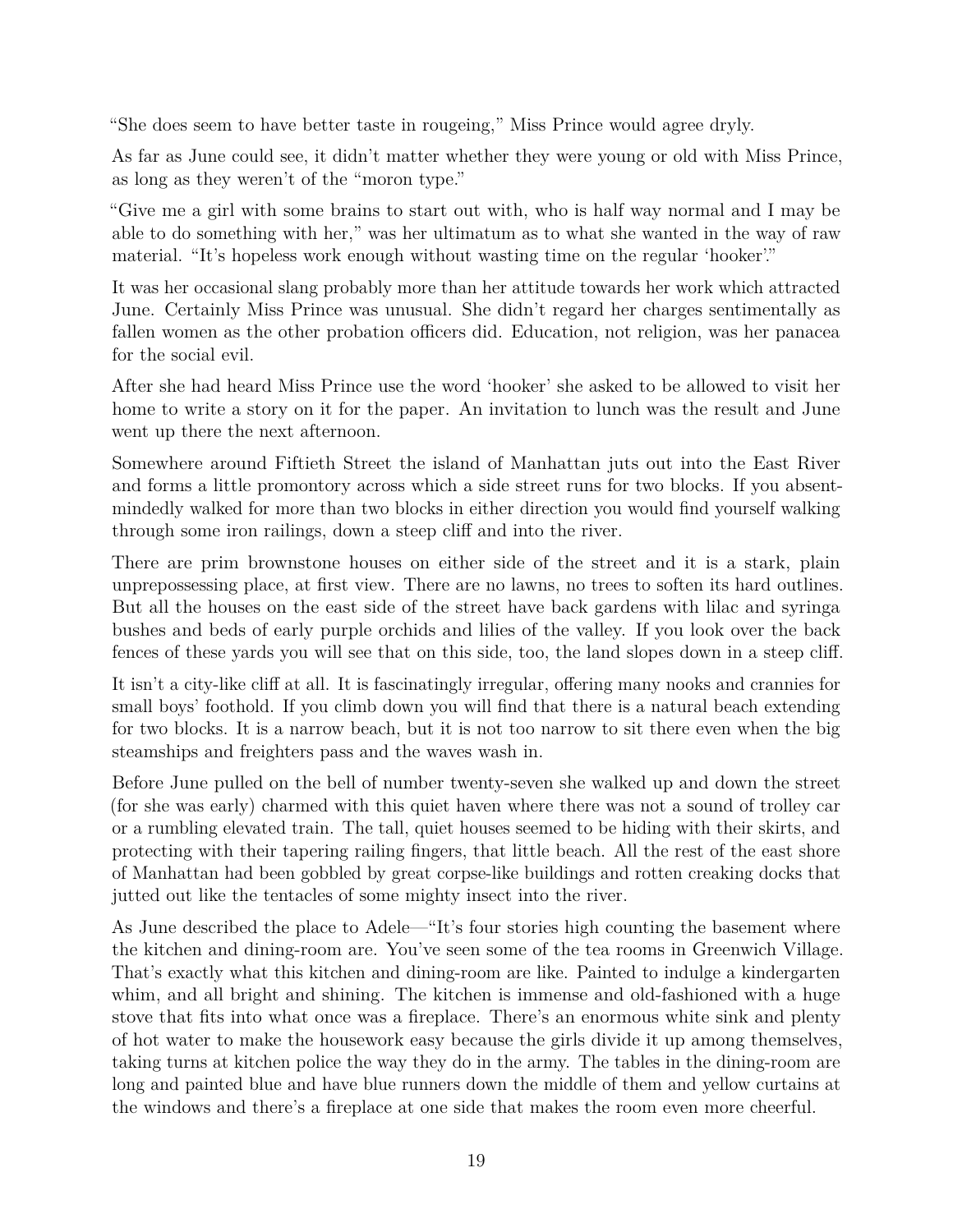"She does seem to have better taste in rougeing," Miss Prince would agree dryly.

As far as June could see, it didn't matter whether they were young or old with Miss Prince, as long as they weren't of the "moron type."

"Give me a girl with some brains to start out with, who is half way normal and I may be able to do something with her," was her ultimatum as to what she wanted in the way of raw material. "It's hopeless work enough without wasting time on the regular 'hooker'."

It was her occasional slang probably more than her attitude towards her work which attracted June. Certainly Miss Prince was unusual. She didn't regard her charges sentimentally as fallen women as the other probation officers did. Education, not religion, was her panacea for the social evil.

After she had heard Miss Prince use the word 'hooker' she asked to be allowed to visit her home to write a story on it for the paper. An invitation to lunch was the result and June went up there the next afternoon.

Somewhere around Fiftieth Street the island of Manhattan juts out into the East River and forms a little promontory across which a side street runs for two blocks. If you absent-mindedly walked for more than two blocks in either direction you would find yourself walking through some iron railings, down a steep cliff and into the river.

There are prim brownstone houses on either side of the street and it is a stark, plain unprepossessing place, at first view. There are no lawns, no trees to soften its hard outlines. But all the houses on the east side of the street have back gardens with lilac and syringa bushes and beds of early purple orchids and lilies of the valley. If you look over the back fences of these yards you will see that on this side, too, the land slopes down in a steep cliff.

It isn't a city-like cliff at all. It is fascinatingly irregular, offering many nooks and crannies for small boys' foothold. If you climb down you will find that there is a natural beach extending for two blocks. It is a narrow beach, but it is not too narrow to sit there even when the big steamships and freighters pass and the waves wash in.

Before June pulled on the bell of number twenty-seven she walked up and down the street (for she was early) charmed with this quiet haven where there was not a sound of trolley car or a rumbling elevated train. The tall, quiet houses seemed to be hiding with their skirts, and protecting with their tapering railing fingers, that little beach. All the rest of the east shore of Manhattan had been gobbled by great corpse-like buildings and rotten creaking docks that jutted out like the tentacles of some mighty insect into the river.

As June described the place to Adele—"It's four stories high counting the basement where the kitchen and dining-room are. You've seen some of the tea rooms in Greenwich Village. That's exactly what this kitchen and dining-room are like. Painted to indulge a kindergarten whim, and all bright and shining. The kitchen is immense and old-fashioned with a huge stove that fits into what once was a fireplace. There's an enormous white sink and plenty of hot water to make the housework easy because the girls divide it up among themselves, taking turns at kitchen police the way they do in the army. The tables in the dining-room are long and painted blue and have blue runners down the middle of them and yellow curtains at the windows and there's a fireplace at one side that makes the room even more cheerful.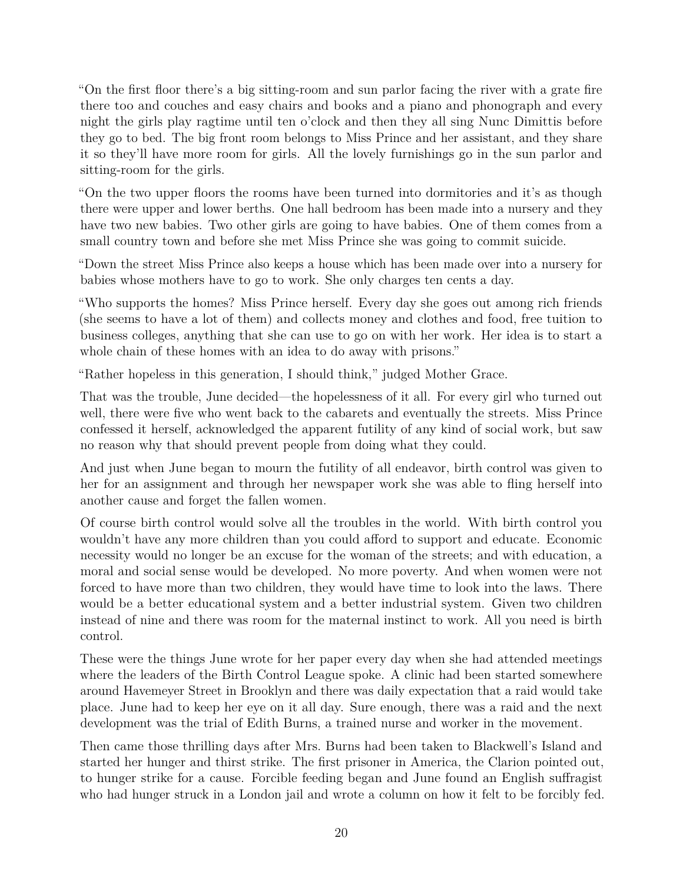"On the first floor there's a big sitting-room and sun parlor facing the river with a grate fire there too and couches and easy chairs and books and a piano and phonograph and every night the girls play ragtime until ten o'clock and then they all sing Nunc Dimittis before they go to bed. The big front room belongs to Miss Prince and her assistant, and they share it so they'll have more room for girls. All the lovely furnishings go in the sun parlor and sitting-room for the girls.

"On the two upper floors the rooms have been turned into dormitories and it's as though there were upper and lower berths. One hall bedroom has been made into a nursery and they have two new babies. Two other girls are going to have babies. One of them comes from a small country town and before she met Miss Prince she was going to commit suicide.

"Down the street Miss Prince also keeps a house which has been made over into a nursery for babies whose mothers have to go to work. She only charges ten cents a day.

"Who supports the homes? Miss Prince herself. Every day she goes out among rich friends (she seems to have a lot of them) and collects money and clothes and food, free tuition to business colleges, anything that she can use to go on with her work. Her idea is to start a whole chain of these homes with an idea to do away with prisons."

"Rather hopeless in this generation, I should think," judged Mother Grace.

That was the trouble, June decided—the hopelessness of it all. For every girl who turned out well, there were five who went back to the cabarets and eventually the streets. Miss Prince confessed it herself, acknowledged the apparent futility of any kind of social work, but saw no reason why that should prevent people from doing what they could.

And just when June began to mourn the futility of all endeavor, birth control was given to her for an assignment and through her newspaper work she was able to fling herself into another cause and forget the fallen women.

Of course birth control would solve all the troubles in the world. With birth control you wouldn't have any more children than you could afford to support and educate. Economic necessity would no longer be an excuse for the woman of the streets; and with education, a moral and social sense would be developed. No more poverty. And when women were not forced to have more than two children, they would have time to look into the laws. There would be a better educational system and a better industrial system. Given two children instead of nine and there was room for the maternal instinct to work. All you need is birth control.

These were the things June wrote for her paper every day when she had attended meetings where the leaders of the Birth Control League spoke. A clinic had been started somewhere around Havemeyer Street in Brooklyn and there was daily expectation that a raid would take place. June had to keep her eye on it all day. Sure enough, there was a raid and the next development was the trial of Edith Burns, a trained nurse and worker in the movement.

Then came those thrilling days after Mrs. Burns had been taken to Blackwell's Island and started her hunger and thirst strike. The first prisoner in America, the Clarion pointed out, to hunger strike for a cause. Forcible feeding began and June found an English suffragist who had hunger struck in a London jail and wrote a column on how it felt to be forcibly fed.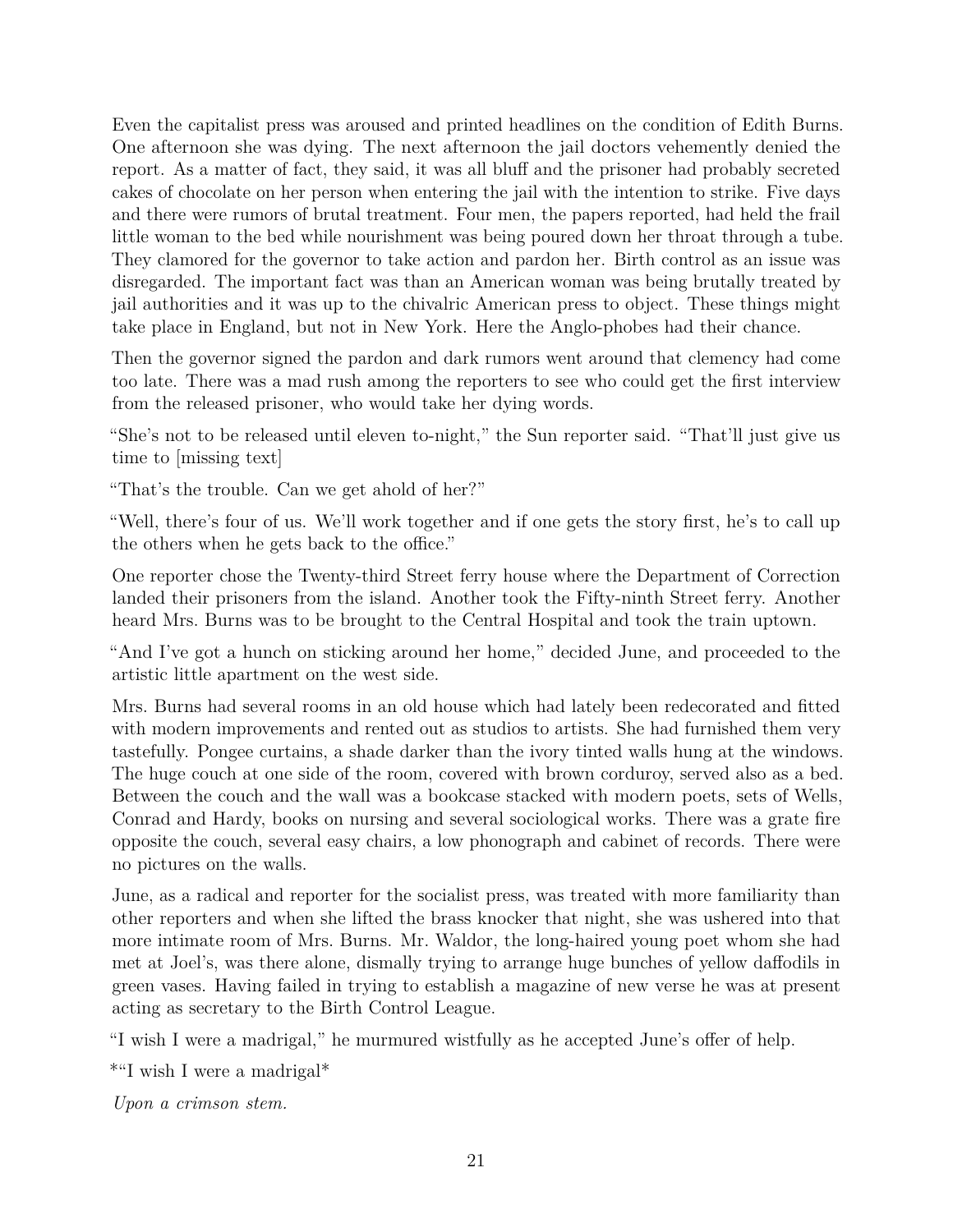Even the capitalist press was aroused and printed headlines on the condition of Edith Burns. One afternoon she was dying. The next afternoon the jail doctors vehemently denied the report. As a matter of fact, they said, it was all bluff and the prisoner had probably secreted cakes of chocolate on her person when entering the jail with the intention to strike. Five days and there were rumors of brutal treatment. Four men, the papers reported, had held the frail little woman to the bed while nourishment was being poured down her throat through a tube. They clamored for the governor to take action and pardon her. Birth control as an issue was disregarded. The important fact was than an American woman was being brutally treated by jail authorities and it was up to the chivalric American press to object. These things might take place in England, but not in New York. Here the Anglo-phobes had their chance.

Then the governor signed the pardon and dark rumors went around that clemency had come too late. There was a mad rush among the reporters to see who could get the first interview from the released prisoner, who would take her dying words.

"She's not to be released until eleven to-night," the Sun reporter said. "That'll just give us time to [missing text]

"That's the trouble. Can we get ahold of her?"

"Well, there's four of us. We'll work together and if one gets the story first, he's to call up the others when he gets back to the office."

One reporter chose the Twenty-third Street ferry house where the Department of Correction landed their prisoners from the island. Another took the Fifty-ninth Street ferry. Another heard Mrs. Burns was to be brought to the Central Hospital and took the train uptown.

"And I've got a hunch on sticking around her home," decided June, and proceeded to the artistic little apartment on the west side.

Mrs. Burns had several rooms in an old house which had lately been redecorated and fitted with modern improvements and rented out as studios to artists. She had furnished them very tastefully. Pongee curtains, a shade darker than the ivory tinted walls hung at the windows. The huge couch at one side of the room, covered with brown corduroy, served also as a bed. Between the couch and the wall was a bookcase stacked with modern poets, sets of Wells, Conrad and Hardy, books on nursing and several sociological works. There was a grate fire opposite the couch, several easy chairs, a low phonograph and cabinet of records. There were no pictures on the walls.

June, as a radical and reporter for the socialist press, was treated with more familiarity than other reporters and when she lifted the brass knocker that night, she was ushered into that more intimate room of Mrs. Burns. Mr. Waldor, the long-haired young poet whom she had met at Joel's, was there alone, dismally trying to arrange huge bunches of yellow daffodils in green vases. Having failed in trying to establish a magazine of new verse he was at present acting as secretary to the Birth Control League.

"I wish I were a madrigal," he murmured wistfully as he accepted June's offer of help.

*"I wish I were a madrigal*

*Upon a crimson stem.*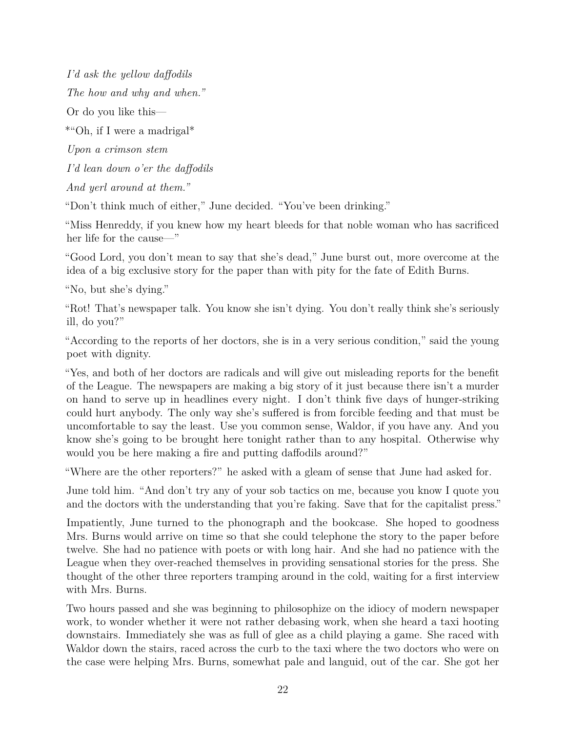*I'd ask the yellow daffodils*

*The how and why and when."*

Or do you like this—

*"Oh, if I were a madrigal*

*Upon a crimson stem*

*I'd lean down o'er the daffodils*

*And yerl around at them."*

"Don't think much of either," June decided. "You've been drinking."

"Miss Henreddy, if you knew how my heart bleeds for that noble woman who has sacrificed her life for the cause—"

"Good Lord, you don't mean to say that she's dead," June burst out, more overcome at the idea of a big exclusive story for the paper than with pity for the fate of Edith Burns.

"No, but she's dying."

"Rot! That's newspaper talk. You know she isn't dying. You don't really think she's seriously ill, do you?"

"According to the reports of her doctors, she is in a very serious condition," said the young poet with dignity.

"Yes, and both of her doctors are radicals and will give out misleading reports for the benefit of the League. The newspapers are making a big story of it just because there isn't a murder on hand to serve up in headlines every night. I don't think five days of hunger-striking could hurt anybody. The only way she's suffered is from forcible feeding and that must be uncomfortable to say the least. Use you common sense, Waldor, if you have any. And you know she's going to be brought here tonight rather than to any hospital. Otherwise why would you be here making a fire and putting daffodils around?"

"Where are the other reporters?" he asked with a gleam of sense that June had asked for.

June told him. "And don't try any of your sob tactics on me, because you know I quote you and the doctors with the understanding that you're faking. Save that for the capitalist press."

Impatiently, June turned to the phonograph and the bookcase. She hoped to goodness Mrs. Burns would arrive on time so that she could telephone the story to the paper before twelve. She had no patience with poets or with long hair. And she had no patience with the League when they over-reached themselves in providing sensational stories for the press. She thought of the other three reporters tramping around in the cold, waiting for a first interview with Mrs. Burns.

Two hours passed and she was beginning to philosophize on the idiocy of modern newspaper work, to wonder whether it were not rather debasing work, when she heard a taxi hooting downstairs. Immediately she was as full of glee as a child playing a game. She raced with Waldor down the stairs, raced across the curb to the taxi where the two doctors who were on the case were helping Mrs. Burns, somewhat pale and languid, out of the car. She got her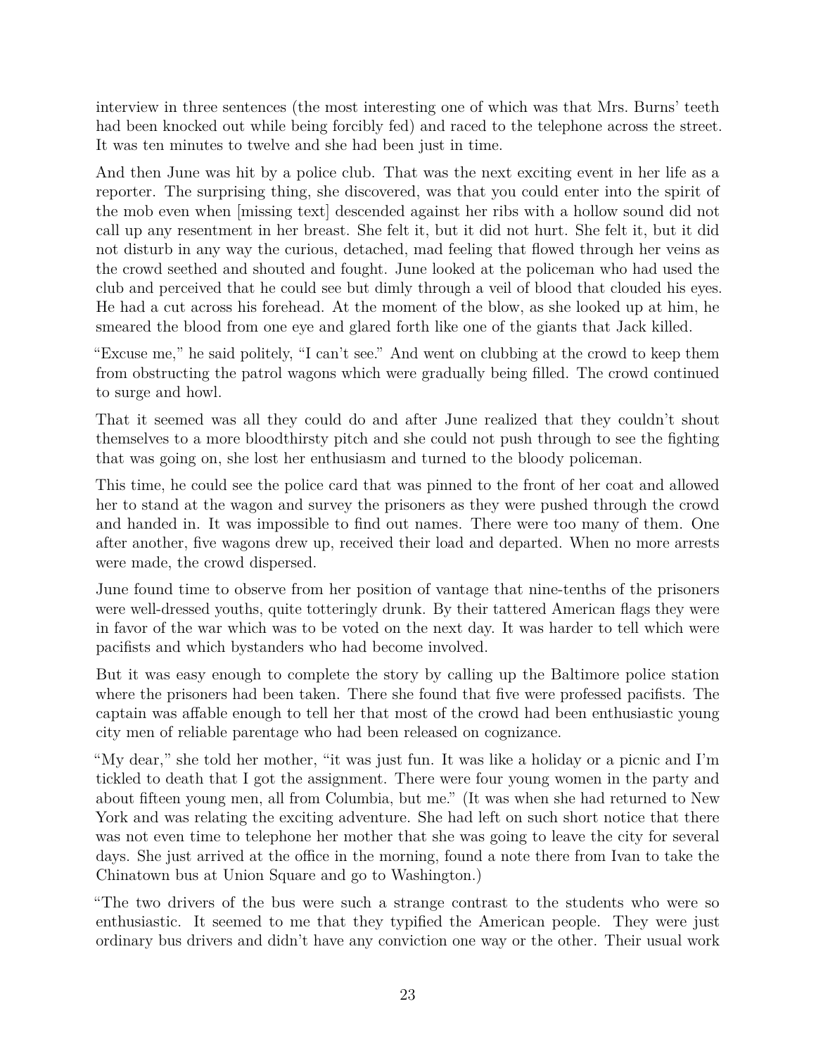interview in three sentences (the most interesting one of which was that Mrs. Burns' teeth had been knocked out while being forcibly fed) and raced to the telephone across the street. It was ten minutes to twelve and she had been just in time.

And then June was hit by a police club. That was the next exciting event in her life as a reporter. The surprising thing, she discovered, was that you could enter into the spirit of the mob even when [missing text] descended against her ribs with a hollow sound did not call up any resentment in her breast. She felt it, but it did not hurt. She felt it, but it did not disturb in any way the curious, detached, mad feeling that flowed through her veins as the crowd seethed and shouted and fought. June looked at the policeman who had used the club and perceived that he could see but dimly through a veil of blood that clouded his eyes. He had a cut across his forehead. At the moment of the blow, as she looked up at him, he smeared the blood from one eye and glared forth like one of the giants that Jack killed.

"Excuse me," he said politely, "I can't see." And went on clubbing at the crowd to keep them from obstructing the patrol wagons which were gradually being filled. The crowd continued to surge and howl.

That it seemed was all they could do and after June realized that they couldn't shout themselves to a more bloodthirsty pitch and she could not push through to see the fighting that was going on, she lost her enthusiasm and turned to the bloody policeman.

This time, he could see the police card that was pinned to the front of her coat and allowed her to stand at the wagon and survey the prisoners as they were pushed through the crowd and handed in. It was impossible to find out names. There were too many of them. One after another, five wagons drew up, received their load and departed. When no more arrests were made, the crowd dispersed.

June found time to observe from her position of vantage that nine-tenths of the prisoners were well-dressed youths, quite totteringly drunk. By their tattered American flags they were in favor of the war which was to be voted on the next day. It was harder to tell which were pacifists and which bystanders who had become involved.

But it was easy enough to complete the story by calling up the Baltimore police station where the prisoners had been taken. There she found that five were professed pacifists. The captain was affable enough to tell her that most of the crowd had been enthusiastic young city men of reliable parentage who had been released on cognizance.

"My dear," she told her mother, "it was just fun. It was like a holiday or a picnic and I'm tickled to death that I got the assignment. There were four young women in the party and about fifteen young men, all from Columbia, but me." (It was when she had returned to New York and was relating the exciting adventure. She had left on such short notice that there was not even time to telephone her mother that she was going to leave the city for several days. She just arrived at the office in the morning, found a note there from Ivan to take the Chinatown bus at Union Square and go to Washington.)

"The two drivers of the bus were such a strange contrast to the students who were so enthusiastic. It seemed to me that they typified the American people. They were just ordinary bus drivers and didn't have any conviction one way or the other. Their usual work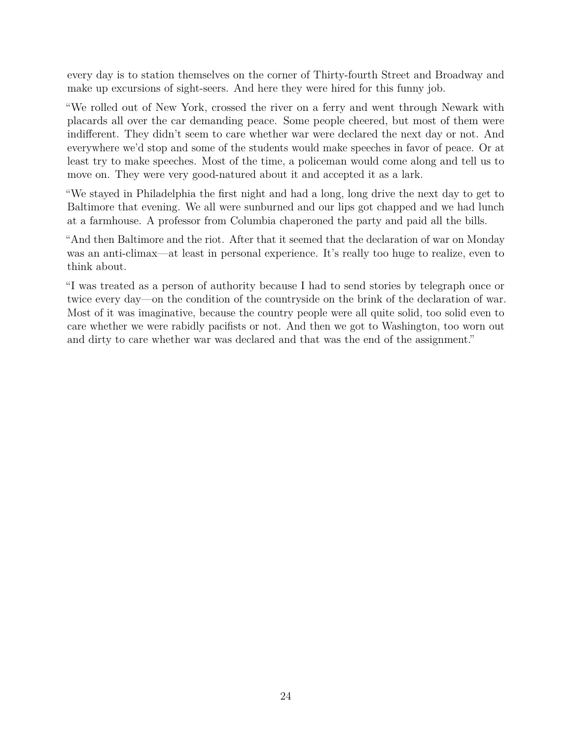every day is to station themselves on the corner of Thirty-fourth Street and Broadway and make up excursions of sight-seers. And here they were hired for this funny job.

"We rolled out of New York, crossed the river on a ferry and went through Newark with placards all over the car demanding peace. Some people cheered, but most of them were indifferent. They didn't seem to care whether war were declared the next day or not. And everywhere we'd stop and some of the students would make speeches in favor of peace. Or at least try to make speeches. Most of the time, a policeman would come along and tell us to move on. They were very good-natured about it and accepted it as a lark.

"We stayed in Philadelphia the first night and had a long, long drive the next day to get to Baltimore that evening. We all were sunburned and our lips got chapped and we had lunch at a farmhouse. A professor from Columbia chaperoned the party and paid all the bills.

"And then Baltimore and the riot. After that it seemed that the declaration of war on Monday was an anti-climax—at least in personal experience. It's really too huge to realize, even to think about.

"I was treated as a person of authority because I had to send stories by telegraph once or twice every day—on the condition of the countryside on the brink of the declaration of war. Most of it was imaginative, because the country people were all quite solid, too solid even to care whether we were rabidly pacifists or not. And then we got to Washington, too worn out and dirty to care whether war was declared and that was the end of the assignment."